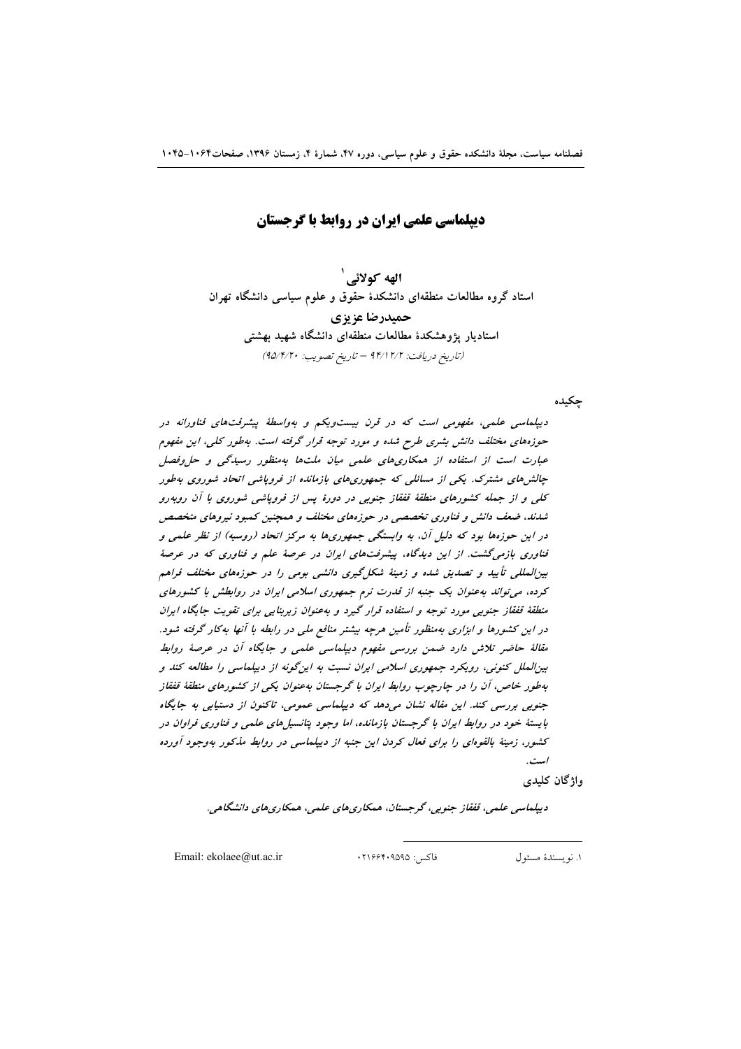# دیپلماسی علمی ایران در روابط با گرجستان

**الهه کولائی** [1]

**استاد گروه مطالعات منطقه‌ای دانشکدهٔ حقوق و علوم سیاسی دانشگاه تهران**

**حمیدرضا عزیزی**

**استادیار پژوهشکدهٔ مطالعات منطقه‌ای دانشگاه شهید بهشتی**

*(تاریخ دریافت: ۹۴/۱۲/۲ – تاریخ تصویب: ۹۵/۴/۲۰)*

## چکیده

*دیپلماسی علمی، مفهومی است که در قرن بیست‌ویکم و به‌واسطهٔ پیشرفت‌های فناورانه در حوزه‌های مختلف دانش بشری طرح شده و مورد توجه قرار گرفته است. به‌طور کلی، این مفهوم عبارت است از استفاده از همکاری‌های علمی میان ملت‌ها به‌منظور رسیدگی و حل‌وفصل چالش‌های مشترک. یکی از مسائلی که جمهوری‌های بازمانده از فروپاشی اتحاد شوروی به‌طور کلی و از جمله کشورهای منطقهٔ قفقاز جنوبی در دورهٔ پس از فروپاشی شوروی با آن روبه‌رو شدند، ضعف دانش و فناوری تخصصی در حوزه‌های مختلف و همچنین کمبود نیروهای متخصص در این حوزه‌ها بود که دلیل آن، به وابستگی جمهوری‌ها به مرکز اتحاد (روسیه) از نظر علمی و فناوری بازمی‌گشت. از این دیدگاه، پیشرفت‌های ایران در عرصهٔ علم و فناوری که در عرصهٔ بین‌المللی تأیید و تصدیق شده و زمینهٔ شکل‌گیری دانشی بومی را در حوزه‌های مختلف فراهم کرده، می‌تواند به‌عنوان یک جنبه از قدرت نرم جمهوری اسلامی ایران در روابطش با کشورهای منطقهٔ قفقاز جنوبی مورد توجه و استفاده قرار گیرد و به‌عنوان زیربنایی برای تقویت جایگاه ایران در این کشورها و ابزاری به‌منظور تأمین هرچه بیشتر منافع ملی در رابطه با آنها به‌کار گرفته شود. مقالهٔ حاضر تلاش دارد ضمن بررسی مفهوم دیپلماسی علمی و جایگاه آن در عرصهٔ روابط بین‌الملل کنونی، رویکرد جمهوری اسلامی ایران نسبت به این‌گونه از دیپلماسی را مطالعه کند و به‌طور خاص، آن را در چارچوب روابط ایران با گرجستان به‌عنوان یکی از کشورهای منطقهٔ قفقاز جنوبی بررسی کند. این مقاله نشان می‌دهد که دیپلماسی عمومی، تاکنون از دستیابی به جایگاه بایستهٔ خود در روابط ایران با گرجستان بازمانده، اما وجود پتانسیل‌های علمی و فناوری فراوان در کشور، زمینهٔ بالقوه‌ای را برای فعال کردن این جنبه از دیپلماسی در روابط مذکور به‌وجود آورده است.*

**واژگان کلیدی**

*دیپلماسی علمی، قفقاز جنوبی، گرجستان، همکاری‌های علمی، همکاری‌های دانشگاهی.*

---

[1] نویسندهٔ مسئول &nbsp;&nbsp;&nbsp; فاکس: ۰۲۱۶۶۴۰۹۵۹۵ &nbsp;&nbsp;&nbsp; Email: ekolaee@ut.ac.ir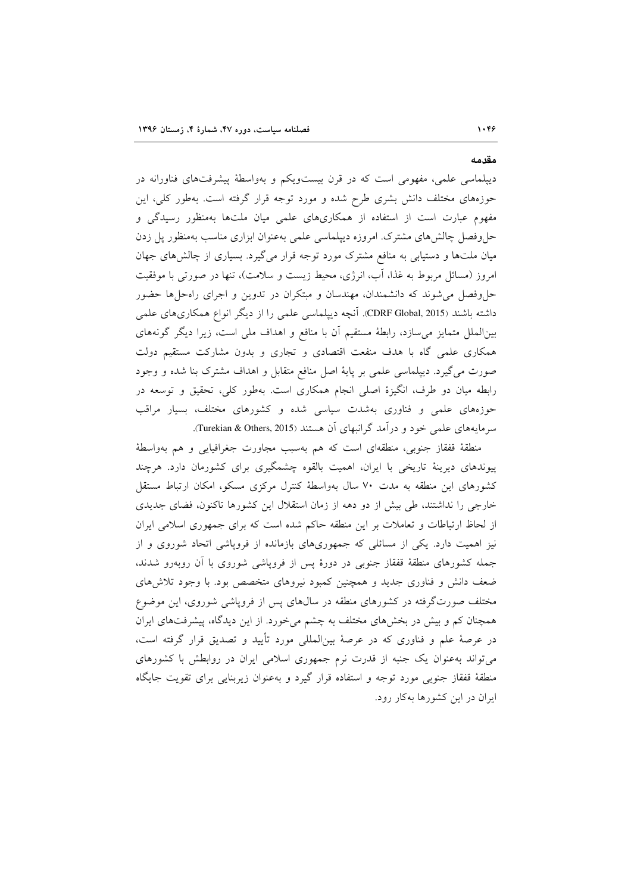## مقدمه

دیپلماسی علمی، مفهومی است که در قرن بیست‌ویکم و به‌واسطۀ پیشرفت‌های فناورانه در حوزه‌های مختلف دانش بشری طرح شده و مورد توجه قرار گرفته است. به‌طور کلی، این مفهوم عبارت است از استفاده از همکاری‌های علمی میان ملت‌ها به‌منظور رسیدگی و حل‌وفصل چالش‌های مشترک. امروزه دیپلماسی علمی به‌عنوان ابزاری مناسب به‌منظور پل زدن میان ملت‌ها و دستیابی به منافع مشترک مورد توجه قرار می‌گیرد. بسیاری از چالش‌های جهان امروز (مسائل مربوط به غذا، آب، انرژی، محیط زیست و سلامت)، تنها در صورتی با موفقیت حل‌وفصل می‌شوند که دانشمندان، مهندسان و مبتکران در تدوین و اجرای راه‌حل‌ها حضور داشته باشند (CDRF Global, 2015). آنچه دیپلماسی علمی را از دیگر انواع همکاری‌های علمی بین‌الملل متمایز می‌سازد، رابطۀ مستقیم آن با منافع و اهداف ملی است، زیرا دیگر گونه‌های همکاری علمی گاه با هدف منفعت اقتصادی و تجاری و بدون مشارکت مستقیم دولت صورت می‌گیرد. دیپلماسی علمی بر پایۀ اصل منافع متقابل و اهداف مشترک بنا شده و وجود رابطه میان دو طرف، انگیزۀ اصلی انجام همکاری است. به‌طور کلی، تحقیق و توسعه در حوزه‌های علمی و فناوری به‌شدت سیاسی شده و کشورهای مختلف، بسیار مراقب سرمایه‌های علمی خود و درآمد گرانبهای آن هستند (Turekian & Others, 2015).

منطقۀ قفقاز جنوبی، منطقه‌ای است که هم به‌سبب مجاورت جغرافیایی و هم به‌واسطۀ پیوندهای دیرینۀ تاریخی با ایران، اهمیت بالقوه چشمگیری برای کشورمان دارد. هرچند کشورهای این منطقه به مدت ۷۰ سال به‌واسطۀ کنترل مرکزی مسکو، امکان ارتباط مستقل خارجی را نداشتند، طی بیش از دو دهه از زمان استقلال این کشورها تاکنون، فضای جدیدی از لحاظ ارتباطات و تعاملات بر این منطقه حاکم شده است که برای جمهوری اسلامی ایران نیز اهمیت دارد. یکی از مسائلی که جمهوری‌های بازمانده از فروپاشی اتحاد شوروی و از جمله کشورهای منطقۀ قفقاز جنوبی در دورۀ پس از فروپاشی شوروی با آن روبه‌رو شدند، ضعف دانش و فناوری جدید و همچنین کمبود نیروهای متخصص بود. با وجود تلاش‌های مختلف صورت‌گرفته در کشورهای منطقه در سال‌های پس از فروپاشی شوروی، این موضوع همچنان کم و بیش در بخش‌های مختلف به چشم می‌خورد. از این دیدگاه، پیشرفت‌های ایران در عرصۀ علم و فناوری که در عرصۀ بین‌المللی مورد تأیید و تصدیق قرار گرفته است، می‌تواند به‌عنوان یک جنبه از قدرت نرم جمهوری اسلامی ایران در روابطش با کشورهای منطقۀ قفقاز جنوبی مورد توجه و استفاده قرار گیرد و به‌عنوان زیربنایی برای تقویت جایگاه ایران در این کشورها به‌کار رود.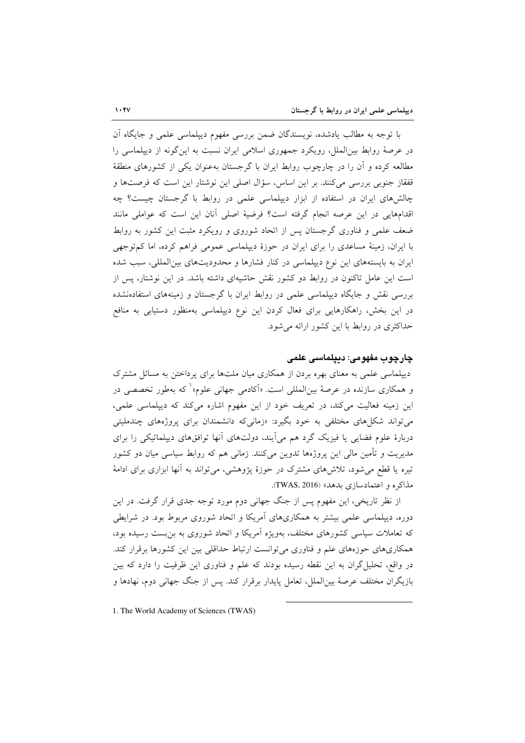با توجه به مطالب یادشده، نویسندگان ضمن بررسی مفهوم دیپلماسی علمی و جایگاه آن در عرصهٔ روابط بین‌الملل، رویکرد جمهوری اسلامی ایران نسبت به این‌گونه از دیپلماسی را مطالعه کرده و آن را در چارچوب روابط ایران با گرجستان به‌عنوان یکی از کشورهای منطقهٔ قفقاز جنوبی بررسی می‌کنند. بر این اساس، سؤال اصلی این نوشتار این است که فرصت‌ها و چالش‌های ایران در استفاده از ابزار دیپلماسی علمی در روابط با گرجستان چیست؟ چه اقدام‌هایی در این عرصه انجام گرفته است؟ فرضیهٔ اصلی آنان این است که عواملی مانند ضعف علمی و فناوری گرجستان پس از اتحاد شوروی و رویکرد مثبت این کشور به روابط با ایران، زمینهٔ مساعدی را برای ایران در حوزهٔ دیپلماسی عمومی فراهم کرده، اما کم‌توجهی ایران به بایسته‌های این نوع دیپلماسی در کنار فشارها و محدودیت‌های بین‌المللی، سبب شده است این عامل تاکنون در روابط دو کشور نقش حاشیه‌ای داشته باشد. در این نوشتار، پس از بررسی نقش و جایگاه دیپلماسی علمی در روابط ایران با گرجستان و زمینه‌های استفاده‌نشده در این بخش، راهکارهایی برای فعال کردن این نوع دیپلماسی به‌منظور دستیابی به منافع حداکثری در روابط با این کشور ارائه می‌شود.

## چارچوب مفهومی: دیپلماسی علمی

دیپلماسی علمی به معنای بهره بردن از همکاری میان ملت‌ها برای پرداختن به مسائل مشترک و همکاری سازنده در عرصهٔ بین‌المللی است. «آکادمی جهانی علوم»[1] که به‌طور تخصصی در این زمینه فعالیت می‌کند، در تعریف خود از این مفهوم اشاره می‌کند که دیپلماسی علمی، می‌تواند شکل‌های مختلفی به خود بگیرد: «زمانی‌که دانشمندان برای پروژه‌های چندملیتی دربارهٔ علوم فضایی یا فیزیک گرد هم می‌آیند، دولت‌های آنها توافق‌های دیپلماتیکی را برای مدیریت و تأمین مالی این پروژه‌ها تدوین می‌کنند. زمانی هم که روابط سیاسی میان دو کشور تیره یا قطع می‌شود، تلاش‌های مشترک در حوزهٔ پژوهشی، می‌تواند به آنها ابزاری برای ادامهٔ مذاکره و اعتمادسازی بدهد» (TWAS, 2016).

از نظر تاریخی، این مفهوم پس از جنگ جهانی دوم مورد توجه جدی قرار گرفت. در این دوره، دیپلماسی علمی بیشتر به همکاری‌های آمریکا و اتحاد شوروی مربوط بود. در شرایطی که تعاملات سیاسی کشورهای مختلف، به‌ویژه آمریکا و اتحاد شوروی به بن‌بست رسیده بود، همکاری‌های حوزه‌های علم و فناوری می‌توانست ارتباط حداقلی بین این کشورها برقرار کند. در واقع، تحلیل‌گران به این نقطه رسیده بودند که علم و فناوری این ظرفیت را دارد که بین بازیگران مختلف عرصهٔ بین‌الملل، تعامل پایدار برقرار کند. پس از جنگ جهانی دوم، نهادها و

---

1. The World Academy of Sciences (TWAS)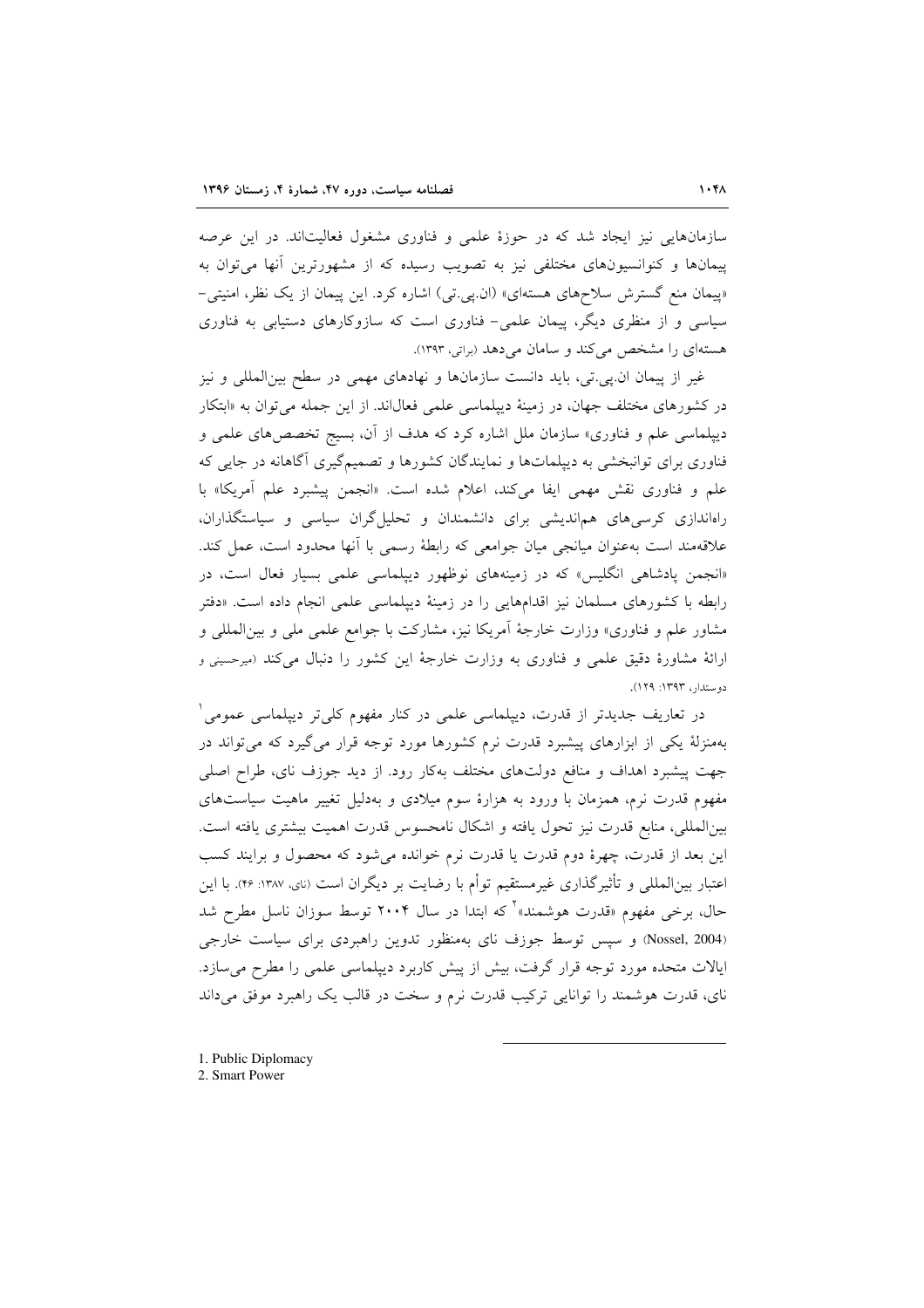سازمان‌هایی نیز ایجاد شد که در حوزهٔ علمی و فناوری مشغول فعالیت‌اند. در این عرصه پیمان‌ها و کنوانسیون‌های مختلفی نیز به تصویب رسیده که از مشهورترین آنها می‌توان به «پیمان منع گسترش سلاح‌های هسته‌ای» (ان.پی.تی) اشاره کرد. این پیمان از یک نظر، امنیتی- سیاسی و از منظری دیگر، پیمان علمی- فناوری است که سازوکارهای دستیابی به فناوری هسته‌ای را مشخص می‌کند و سامان می‌دهد (براتی، ۱۳۹۳).

غیر از پیمان ان.پی.تی، باید دانست سازمان‌ها و نهادهای مهمی در سطح بین‌المللی و نیز در کشورهای مختلف جهان، در زمینهٔ دیپلماسی علمی فعال‌اند. از این جمله می‌توان به «ابتکار دیپلماسی علم و فناوری» سازمان ملل اشاره کرد که هدف از آن، بسیج تخصص‌های علمی و فناوری برای توانبخشی به دیپلمات‌ها و نمایندگان کشورها و تصمیم‌گیری آگاهانه در جایی که علم و فناوری نقش مهمی ایفا می‌کند، اعلام شده است. «انجمن پیشبرد علم آمریکا» با راه‌اندازی کرسی‌های هم‌اندیشی برای دانشمندان و تحلیل‌گران سیاسی و سیاستگذاران، علاقه‌مند است به‌عنوان میانجی میان جوامعی که رابطهٔ رسمی با آنها محدود است، عمل کند. «انجمن پادشاهی انگلیس» که در زمینه‌های نوظهور دیپلماسی علمی بسیار فعال است، در رابطه با کشورهای مسلمان نیز اقدام‌هایی را در زمینهٔ دیپلماسی علمی انجام داده است. «دفتر مشاور علم و فناوری» وزارت خارجهٔ آمریکا نیز، مشارکت با جوامع علمی ملی و بین‌المللی و ارائهٔ مشاورهٔ دقیق علمی و فناوری به وزارت خارجهٔ این کشور را دنبال می‌کند (میرحسینی و دوستدار، ۱۳۹۳: ۱۲۹).

در تعاریف جدیدتر از قدرت، دیپلماسی علمی در کنار مفهوم کلی‌تر دیپلماسی عمومی[1] به‌منزلهٔ یکی از ابزارهای پیشبرد قدرت نرم کشورها مورد توجه قرار می‌گیرد که می‌تواند در جهت پیشبرد اهداف و منافع دولت‌های مختلف به‌کار رود. از دید جوزف نای، طراح اصلی مفهوم قدرت نرم، همزمان با ورود به هزارهٔ سوم میلادی و به‌دلیل تغییر ماهیت سیاست‌های بین‌المللی، منابع قدرت نیز تحول یافته و اشکال نامحسوس قدرت اهمیت بیشتری یافته است. این بعد از قدرت، چهرهٔ دوم قدرت یا قدرت نرم خوانده می‌شود که محصول و برایند کسب اعتبار بین‌المللی و تأثیرگذاری غیرمستقیم توأم با رضایت بر دیگران است (نای، ۱۳۸۷: ۴۶). با این حال، برخی مفهوم «قدرت هوشمند»[2] که ابتدا در سال ۲۰۰۴ توسط سوزان ناسل مطرح شد (Nossel, 2004) و سپس توسط جوزف نای به‌منظور تدوین راهبردی برای سیاست خارجی ایالات متحده مورد توجه قرار گرفت، بیش از پیش کاربرد دیپلماسی علمی را مطرح می‌سازد. نای، قدرت هوشمند را توانایی ترکیب قدرت نرم و سخت در قالب یک راهبرد موفق می‌داند

1. Public Diplomacy
2. Smart Power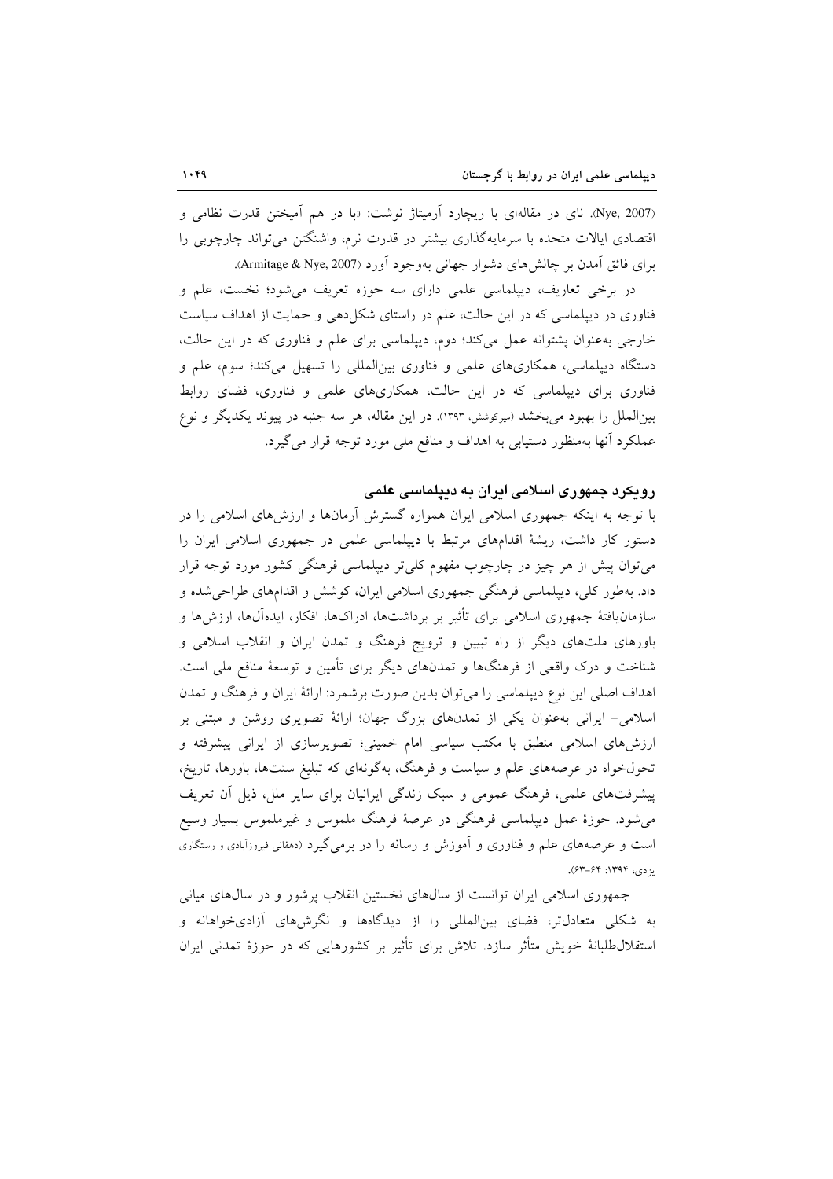(Nye, 2007). نای در مقاله‌ای با ریچارد آرمیتاژ نوشت: «با در هم آمیختن قدرت نظامی و اقتصادی ایالات متحده با سرمایه‌گذاری بیشتر در قدرت نرم، واشنگتن می‌تواند چارچوبی را برای فائق آمدن بر چالش‌های دشوار جهانی به‌وجود آورد (Armitage & Nye, 2007).

در برخی تعاریف، دیپلماسی علمی دارای سه حوزه تعریف می‌شود؛ نخست، علم و فناوری در دیپلماسی که در این حالت، علم در راستای شکل‌دهی و حمایت از اهداف سیاست خارجی به‌عنوان پشتوانه عمل می‌کند؛ دوم، دیپلماسی برای علم و فناوری که در این حالت، دستگاه دیپلماسی، همکاری‌های علمی و فناوری بین‌المللی را تسهیل می‌کند؛ سوم، علم و فناوری برای دیپلماسی که در این حالت، همکاری‌های علمی و فناوری، فضای روابط بین‌الملل را بهبود می‌بخشد (میرکوشش، ۱۳۹۳). در این مقاله، هر سه جنبه در پیوند یکدیگر و نوع عملکرد آنها به‌منظور دستیابی به اهداف و منافع ملی مورد توجه قرار می‌گیرد.

## رویکرد جمهوری اسلامی ایران به دیپلماسی علمی

با توجه به اینکه جمهوری اسلامی ایران همواره گسترش آرمان‌ها و ارزش‌های اسلامی را در دستور کار داشت، ریشهٔ اقدام‌های مرتبط با دیپلماسی علمی در جمهوری اسلامی ایران را می‌توان پیش از هر چیز در چارچوب مفهوم کلی‌تر دیپلماسی فرهنگی کشور مورد توجه قرار داد. به‌طور کلی، دیپلماسی فرهنگی جمهوری اسلامی ایران، کوشش و اقدام‌های طراحی‌شده و سازمان‌یافتهٔ جمهوری اسلامی برای تأثیر بر برداشت‌ها، ادراک‌ها، افکار، ایده‌آل‌ها، ارزش‌ها و باورهای ملت‌های دیگر از راه تبیین و ترویج فرهنگ و تمدن ایران و انقلاب اسلامی و شناخت و درک واقعی از فرهنگ‌ها و تمدن‌های دیگر برای تأمین و توسعهٔ منافع ملی است. اهداف اصلی این نوع دیپلماسی را می‌توان بدین صورت برشمرد: ارائهٔ ایران و فرهنگ و تمدن اسلامی- ایرانی به‌عنوان یکی از تمدن‌های بزرگ جهان؛ ارائهٔ تصویری روشن و مبتنی بر ارزش‌های اسلامی منطبق با مکتب سیاسی امام خمینی؛ تصویرسازی از ایرانی پیشرفته و تحول‌خواه در عرصه‌های علم و سیاست و فرهنگ، به‌گونه‌ای که تبلیغ سنت‌ها، باورها، تاریخ، پیشرفت‌های علمی، فرهنگ عمومی و سبک زندگی ایرانیان برای سایر ملل، ذیل آن تعریف می‌شود. حوزهٔ عمل دیپلماسی فرهنگی در عرصهٔ فرهنگ ملموس و غیرملموس بسیار وسیع است و عرصه‌های علم و فناوری و آموزش و رسانه را در برمی‌گیرد (دهقانی فیروزآبادی و رستگاری یزدی، ۱۳۹۴: ۶۴-۶۳).

جمهوری اسلامی ایران توانست از سال‌های نخستین انقلاب پرشور و در سال‌های میانی به شکلی متعادل‌تر، فضای بین‌المللی را از دیدگاه‌ها و نگرش‌های آزادی‌خواهانه و استقلال‌طلبانهٔ خویش متأثر سازد. تلاش برای تأثیر بر کشورهایی که در حوزهٔ تمدنی ایران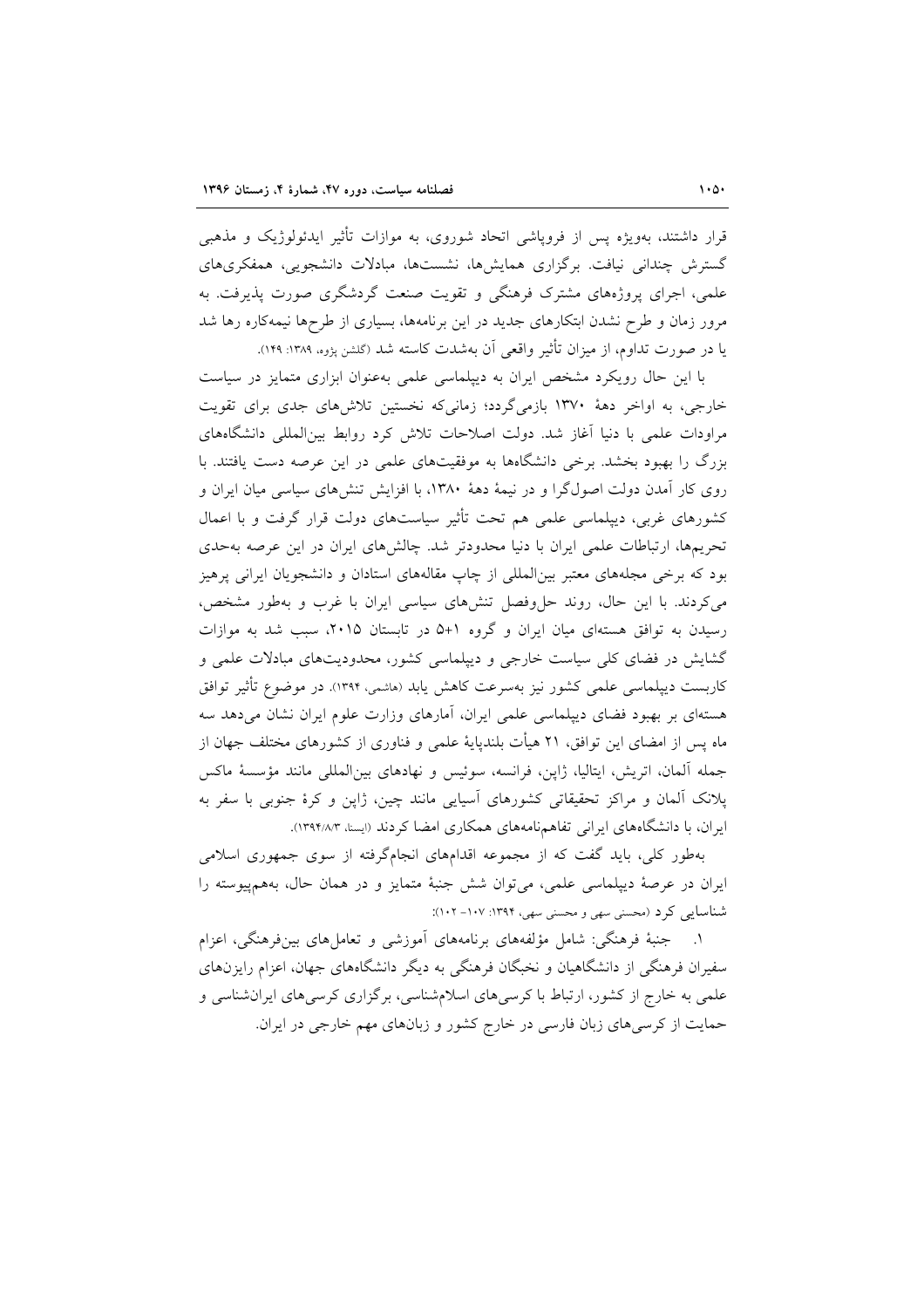قرار داشتند، به‌ویژه پس از فروپاشی اتحاد شوروی، به موازات تأثیر ایدئولوژیک و مذهبی گسترش چندانی نیافت. برگزاری همایش‌ها، نشست‌ها، مبادلات دانشجویی، همفکری‌های علمی، اجرای پروژه‌های مشترک فرهنگی و تقویت صنعت گردشگری صورت پذیرفت. به مرور زمان و طرح نشدن ابتکارهای جدید در این برنامه‌ها، بسیاری از طرح‌ها نیمه‌کاره رها شد یا در صورت تداوم، از میزان تأثیر واقعی آن به‌شدت کاسته شد (گلشن پژوه، ۱۳۸۹: ۱۴۹).

با این حال رویکرد مشخص ایران به دیپلماسی علمی به‌عنوان ابزاری متمایز در سیاست خارجی، به اواخر دهۀ ۱۳۷۰ بازمی‌گردد؛ زمانی‌که نخستین تلاش‌های جدی برای تقویت مراودات علمی با دنیا آغاز شد. دولت اصلاحات تلاش کرد روابط بین‌المللی دانشگاه‌های بزرگ را بهبود بخشد. برخی دانشگاه‌ها به موفقیت‌های علمی در این عرصه دست یافتند. با روی کار آمدن دولت اصولگرا و در نیمۀ دهۀ ۱۳۸۰، با افزایش تنش‌های سیاسی میان ایران و کشورهای غربی، دیپلماسی علمی هم تحت تأثیر سیاست‌های دولت قرار گرفت و با اعمال تحریم‌ها، ارتباطات علمی ایران با دنیا محدودتر شد. چالش‌های ایران در این عرصه به‌حدی بود که برخی مجله‌های معتبر بین‌المللی از چاپ مقاله‌های استادان و دانشجویان ایرانی پرهیز می‌کردند. با این حال، روند حل‌وفصل تنش‌های سیاسی ایران با غرب و به‌طور مشخص، رسیدن به توافق هسته‌ای میان ایران و گروه ۵+۱ در تابستان ۲۰۱۵، سبب شد به موازات گشایش در فضای کلی سیاست خارجی و دیپلماسی کشور، محدودیت‌های مبادلات علمی و کاربست دیپلماسی علمی کشور نیز به‌سرعت کاهش یابد (هاشمی، ۱۳۹۴). در موضوع تأثیر توافق هسته‌ای بر بهبود فضای دیپلماسی علمی ایران، آمارهای وزارت علوم ایران نشان می‌دهد سه ماه پس از امضای این توافق، ۲۱ هیأت بلندپایۀ علمی و فناوری از کشورهای مختلف جهان از جمله آلمان، اتریش، ایتالیا، ژاپن، فرانسه، سوئیس و نهادهای بین‌المللی مانند مؤسسۀ ماکس پلانک آلمان و مراکز تحقیقاتی کشورهای آسیایی مانند چین، ژاپن و کرۀ جنوبی با سفر به ایران، با دانشگاه‌های ایرانی تفاهم‌نامه‌های همکاری امضا کردند (ایسنا، ۱۳۹۴/۸/۳).

به‌طور کلی، باید گفت که از مجموعه اقدام‌های انجام‌گرفته از سوی جمهوری اسلامی ایران در عرصۀ دیپلماسی علمی، می‌توان شش جنبۀ متمایز و در همان حال، به‌هم‌پیوسته را شناسایی کرد (محسنی سهی و محسنی سهی، ۱۳۹۴: ۱۰۷- ۱۰۲):

۱. جنبۀ فرهنگی: شامل مؤلفه‌های برنامه‌های آموزشی و تعامل‌های بین‌فرهنگی، اعزام سفیران فرهنگی از دانشگاهیان و نخبگان فرهنگی به دیگر دانشگاه‌های جهان، اعزام رایزن‌های علمی به خارج از کشور، ارتباط با کرسی‌های اسلام‌شناسی، برگزاری کرسی‌های ایران‌شناسی و حمایت از کرسی‌های زبان فارسی در خارج کشور و زبان‌های مهم خارجی در ایران.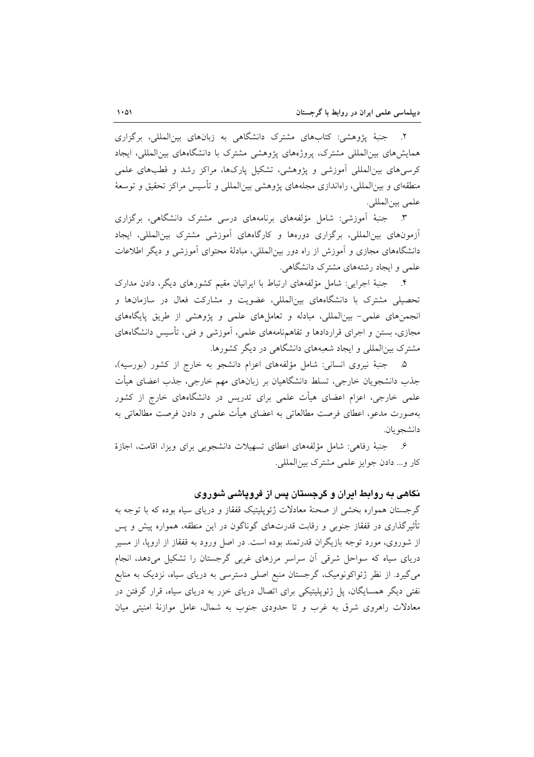۲. جنبهٔ پژوهشی: کتاب‌های مشترک دانشگاهی به زبان‌های بین‌المللی، برگزاری همایش‌های بین‌المللی مشترک، پروژه‌های پژوهشی مشترک با دانشگاه‌های بین‌المللی، ایجاد کرسی‌های بین‌المللی آموزشی و پژوهشی، تشکیل پارک‌ها، مراکز رشد و قطب‌های علمی منطقه‌ای و بین‌المللی، راه‌اندازی مجله‌های پژوهشی بین‌المللی و تأسیس مراکز تحقیق و توسعهٔ علمی بین‌المللی.

۳. جنبهٔ آموزشی: شامل مؤلفه‌های برنامه‌های درسی مشترک دانشگاهی، برگزاری آزمون‌های بین‌المللی، برگزاری دوره‌ها و کارگاه‌های آموزشی مشترک بین‌المللی، ایجاد دانشگاه‌های مجازی و آموزش از راه دور بین‌المللی، مبادلهٔ محتوای آموزشی و دیگر اطلاعات علمی و ایجاد رشته‌های مشترک دانشگاهی.

۴. جنبهٔ اجرایی: شامل مؤلفه‌های ارتباط با ایرانیان مقیم کشورهای دیگر، دادن مدارک تحصیلی مشترک با دانشگاه‌های بین‌المللی، عضویت و مشارکت فعال در سازمان‌ها و انجمن‌های علمی- بین‌المللی، مبادله و تعامل‌های علمی و پژوهشی از طریق پایگاه‌های مجازی، بستن و اجرای قراردادها و تفاهم‌نامه‌های علمی، آموزشی و فنی، تأسیس دانشگاه‌های مشترک بین‌المللی و ایجاد شعبه‌های دانشگاهی در دیگر کشورها.

۵. جنبهٔ نیروی انسانی: شامل مؤلفه‌های اعزام دانشجو به خارج از کشور (بورسیه)، جذب دانشجویان خارجی، تسلط دانشگاهیان بر زبان‌های مهم خارجی، جذب اعضای هیأت علمی خارجی، اعزام اعضای هیأت علمی برای تدریس در دانشگاه‌های خارج از کشور به‌صورت مدعو، اعطای فرصت مطالعاتی به اعضای هیأت علمی و دادن فرصت مطالعاتی به دانشجویان.

۶. جنبهٔ رفاهی: شامل مؤلفه‌های اعطای تسهیلات دانشجویی برای ویزا، اقامت، اجازهٔ کار و... دادن جوایز علمی مشترک بین‌المللی.

## نگاهی به روابط ایران و گرجستان پس از فروپاشی شوروی

گرجستان همواره بخشی از صحنهٔ معادلات ژئوپلیتیک قفقاز و دریای سیاه بوده که با توجه به تأثیرگذاری در قفقاز جنوبی و رقابت قدرت‌های گوناگون در این منطقه، همواره پیش و پس از شوروی، مورد توجه بازیگران قدرتمند بوده است. در اصل ورود به قفقاز از اروپا، از مسیر دریای سیاه که سواحل شرقی آن سراسر مرزهای غربی گرجستان را تشکیل می‌دهد، انجام می‌گیرد. از نظر ژئواکونومیک، گرجستان منبع اصلی دسترسی به دریای سیاه، نزدیک به منابع نفتی دیگر همسایگان، پل ژئوپلیتیکی برای اتصال دریای خزر به دریای سیاه، قرار گرفتن در معادلات راهروی شرق به غرب و تا حدودی جنوب به شمال، عامل موازنهٔ امنیتی میان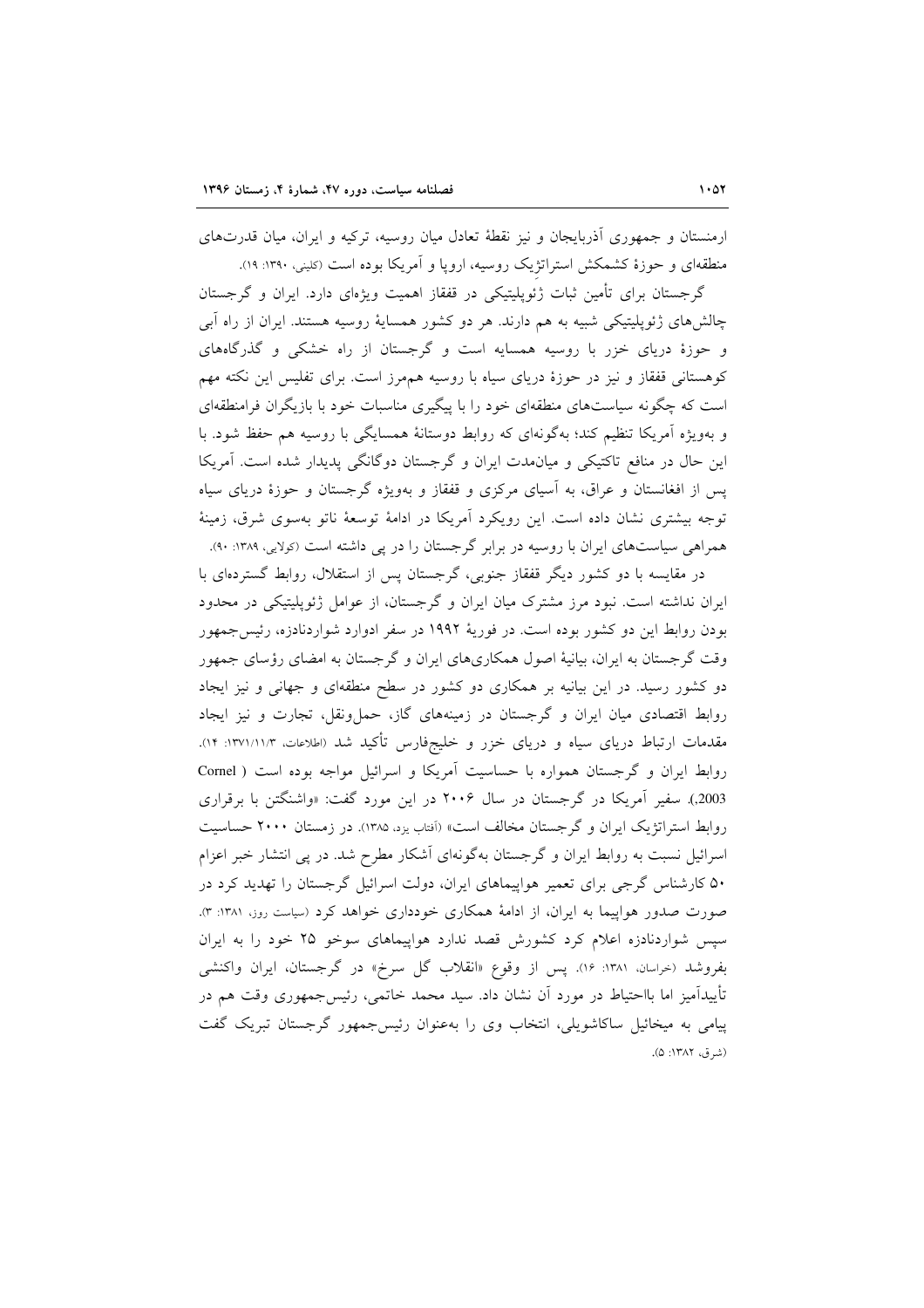ارمنستان و جمهوری آذربایجان و نیز نقطهٔ تعادل میان روسیه، ترکیه و ایران، میان قدرت‌های منطقه‌ای و حوزهٔ کشمکش استراتژیک روسیه، اروپا و آمریکا بوده است (کلینی، ۱۳۹۰: ۱۹).

گرجستان برای تأمین ثبات ژئوپلیتیکی در قفقاز اهمیت ویژه‌ای دارد. ایران و گرجستان چالش‌های ژئوپلیتیکی شبیه به هم دارند. هر دو کشور همسایهٔ روسیه هستند. ایران از راه آبی و حوزهٔ دریای خزر با روسیه همسایه است و گرجستان از راه خشکی و گذرگاه‌های کوهستانی قفقاز و نیز در حوزهٔ دریای سیاه با روسیه هم‌مرز است. برای تفلیس این نکته مهم است که چگونه سیاست‌های منطقه‌ای خود را با پیگیری مناسبات خود با بازیگران فرامنطقه‌ای و به‌ویژه آمریکا تنظیم کند؛ به‌گونه‌ای که روابط دوستانهٔ همسایگی با روسیه هم حفظ شود. با این حال در منافع تاکتیکی و میان‌مدت ایران و گرجستان دوگانگی پدیدار شده است. آمریکا پس از افغانستان و عراق، به آسیای مرکزی و قفقاز و به‌ویژه گرجستان و حوزهٔ دریای سیاه توجه بیشتری نشان داده است. این رویکرد آمریکا در ادامهٔ توسعهٔ ناتو به‌سوی شرق، زمینهٔ همراهی سیاست‌های ایران با روسیه در برابر گرجستان را در پی داشته است (کولایی، ۱۳۸۹: ۹۰).

در مقایسه با دو کشور دیگر قفقاز جنوبی، گرجستان پس از استقلال، روابط گسترده‌ای با ایران نداشته است. نبود مرز مشترک میان ایران و گرجستان، از عوامل ژئوپلیتیکی در محدود بودن روابط این دو کشور بوده است. در فوریهٔ ۱۹۹۲ در سفر ادوارد شواردنادزه، رئیس‌جمهور وقت گرجستان به ایران، بیانیهٔ اصول همکاری‌های ایران و گرجستان به امضای رؤسای جمهور دو کشور رسید. در این بیانیه بر همکاری دو کشور در سطح منطقه‌ای و جهانی و نیز ایجاد روابط اقتصادی میان ایران و گرجستان در زمینه‌های گاز، حمل‌ونقل، تجارت و نیز ایجاد مقدمات ارتباط دریای سیاه و دریای خزر و خلیج‌فارس تأکید شد (اطلاعات، ۱۳۷۱/۱۱/۳: ۱۴). روابط ایران و گرجستان همواره با حساسیت آمریکا و اسرائیل مواجه بوده است (Cornel 2003,). سفیر آمریکا در گرجستان در سال ۲۰۰۶ در این مورد گفت: «واشنگتن با برقراری روابط استراتژیک ایران و گرجستان مخالف است» (آفتاب یزد، ۱۳۸۵). در زمستان ۲۰۰۰ حساسیت اسرائیل نسبت به روابط ایران و گرجستان به‌گونه‌ای آشکار مطرح شد. در پی انتشار خبر اعزام ۵۰ کارشناس گرجی برای تعمیر هواپیماهای ایران، دولت اسرائیل گرجستان را تهدید کرد در صورت صدور هواپیما به ایران، از ادامهٔ همکاری خودداری خواهد کرد (سیاست روز، ۱۳۸۱: ۳). سپس شواردنادزه اعلام کرد کشورش قصد ندارد هواپیماهای سوخو ۲۵ خود را به ایران بفروشد (خراسان، ۱۳۸۱: ۱۶). پس از وقوع «انقلاب گل سرخ» در گرجستان، ایران واکنشی تأییدآمیز اما بااحتیاط در مورد آن نشان داد. سید محمد خاتمی، رئیس‌جمهوری وقت هم در پیامی به میخائیل ساکاشویلی، انتخاب وی را به‌عنوان رئیس‌جمهور گرجستان تبریک گفت (شرق، ۱۳۸۲: ۵).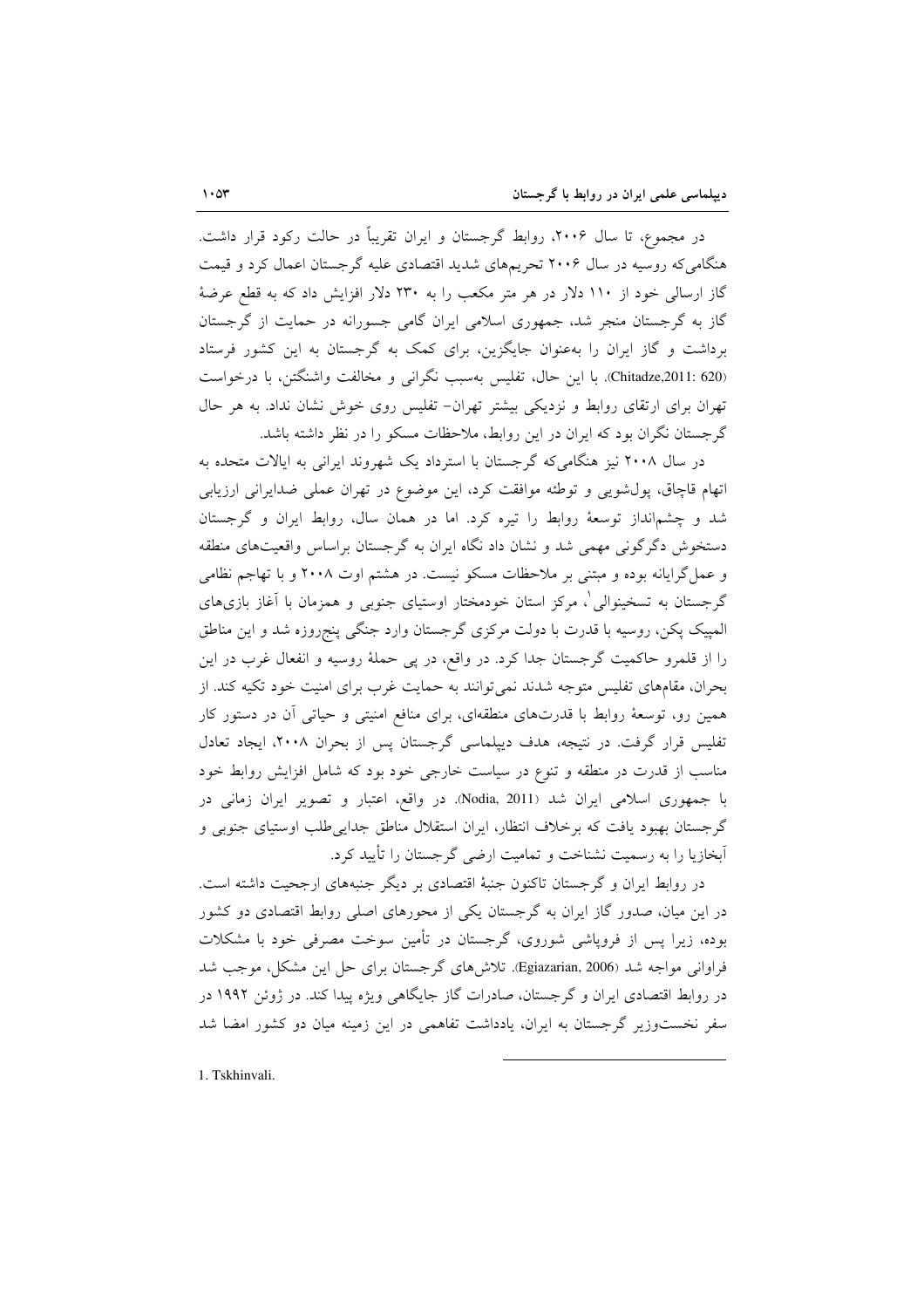در مجموع، تا سال ۲۰۰۶، روابط گرجستان و ایران تقریباً در حالت رکود قرار داشت. هنگامی‌که روسیه در سال ۲۰۰۶ تحریم‌های شدید اقتصادی علیه گرجستان اعمال کرد و قیمت گاز ارسالی خود از ۱۱۰ دلار در هر متر مکعب را به ۲۳۰ دلار افزایش داد که به قطع عرضهٔ گاز به گرجستان منجر شد، جمهوری اسلامی ایران گامی جسورانه در حمایت از گرجستان برداشت و گاز ایران را به‌عنوان جایگزین، برای کمک به گرجستان به این کشور فرستاد (Chitadze,2011: 620). با این حال، تفلیس به‌سبب نگرانی و مخالفت واشنگتن، با درخواست تهران برای ارتقای روابط و نزدیکی بیشتر تهران- تفلیس روی خوش نشان نداد. به هر حال گرجستان نگران بود که ایران در این روابط، ملاحظات مسکو را در نظر داشته باشد.

در سال ۲۰۰۸ نیز هنگامی‌که گرجستان با استرداد یک شهروند ایرانی به ایالات متحده به اتهام قاچاق، پول‌شویی و توطئه موافقت کرد، این موضوع در تهران عملی ضدایرانی ارزیابی شد و چشم‌انداز توسعهٔ روابط را تیره کرد. اما در همان سال، روابط ایران و گرجستان دستخوش دگرگونی مهمی شد و نشان داد نگاه ایران به گرجستان براساس واقعیت‌های منطقه و عمل‌گرایانه بوده و مبتنی بر ملاحظات مسکو نیست. در هشتم اوت ۲۰۰۸ و با تهاجم نظامی گرجستان به تسخینوالی[1]، مرکز استان خودمختار اوستیای جنوبی و همزمان با آغاز بازی‌های المپیک پکن، روسیه با قدرت با دولت مرکزی گرجستان وارد جنگی پنج‌روزه شد و این مناطق را از قلمرو حاکمیت گرجستان جدا کرد. در واقع، در پی حملهٔ روسیه و انفعال غرب در این بحران، مقام‌های تفلیس متوجه شدند نمی‌توانند به حمایت غرب برای امنیت خود تکیه کند. از همین رو، توسعهٔ روابط با قدرت‌های منطقه‌ای، برای منافع امنیتی و حیاتی آن در دستور کار تفلیس قرار گرفت. در نتیجه، هدف دیپلماسی گرجستان پس از بحران ۲۰۰۸، ایجاد تعادل مناسب از قدرت در منطقه و تنوع در سیاست خارجی خود بود که شامل افزایش روابط خود با جمهوری اسلامی ایران شد (Nodia, 2011). در واقع، اعتبار و تصویر ایران زمانی در گرجستان بهبود یافت که برخلاف انتظار، ایران استقلال مناطق جدایی‌طلب اوستیای جنوبی و آبخازیا را به رسمیت نشناخت و تمامیت ارضی گرجستان را تأیید کرد.

در روابط ایران و گرجستان تاکنون جنبهٔ اقتصادی بر دیگر جنبه‌های ارجحیت داشته است. در این میان، صدور گاز ایران به گرجستان یکی از محورهای اصلی روابط اقتصادی دو کشور بوده، زیرا پس از فروپاشی شوروی، گرجستان در تأمین سوخت مصرفی خود با مشکلات فراوانی مواجه شد (Egiazarian, 2006). تلاش‌های گرجستان برای حل این مشکل، موجب شد در روابط اقتصادی ایران و گرجستان، صادرات گاز جایگاهی ویژه پیدا کند. در ژوئن ۱۹۹۲ در سفر نخست‌وزیر گرجستان به ایران، یادداشت تفاهمی در این زمینه میان دو کشور امضا شد

---

1. Tskhinvali.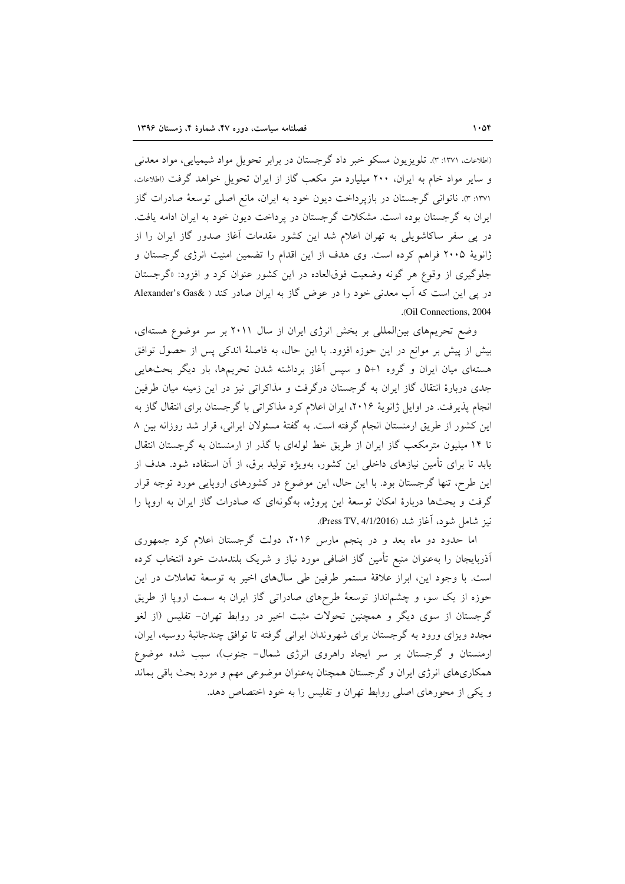(اطلاعات، ۱۳۷۱: ۳). تلویزیون مسکو خبر داد گرجستان در برابر تحویل مواد شیمیایی، مواد معدنی و سایر مواد خام به ایران، ۲۰۰ میلیارد متر مکعب گاز از ایران تحویل خواهد گرفت (اطلاعات، ۱۳۷۱: ۳). ناتوانی گرجستان در بازپرداخت دیون خود به ایران، مانع اصلی توسعهٔ صادرات گاز ایران به گرجستان بوده است. مشکلات گرجستان در پرداخت دیون خود به ایران ادامه یافت. در پی سفر ساکاشویلی به تهران اعلام شد این کشور مقدمات آغاز صدور گاز ایران را از ژانویهٔ ۲۰۰۵ فراهم کرده است. وی هدف از این اقدام را تضمین امنیت انرژی گرجستان و جلوگیری از وقوع هر گونه وضعیت فوق‌العاده در این کشور عنوان کرد و افزود: «گرجستان در پی این است که آب معدنی خود را در عوض گاز به ایران صادر کند (Alexander's Gas& Oil Connections, 2004).

وضع تحریم‌های بین‌المللی بر بخش انرژی ایران از سال ۲۰۱۱ بر سر موضوع هسته‌ای، بیش از پیش بر موانع در این حوزه افزود. با این حال، به فاصلهٔ اندکی پس از حصول توافق هسته‌ای میان ایران و گروه ۵+۱ و سپس آغاز برداشته شدن تحریم‌ها، بار دیگر بحث‌هایی جدی دربارهٔ انتقال گاز ایران به گرجستان درگرفت و مذاکراتی نیز در این زمینه میان طرفین انجام پذیرفت. در اوایل ژانویهٔ ۲۰۱۶، ایران اعلام کرد مذاکراتی با گرجستان برای انتقال گاز به این کشور از طریق ارمنستان انجام گرفته است. به گفتهٔ مسئولان ایرانی، قرار شد روزانه بین ۸ تا ۱۴ میلیون مترمکعب گاز ایران از طریق خط لوله‌ای با گذر از ارمنستان به گرجستان انتقال یابد تا برای تأمین نیازهای داخلی این کشور، به‌ویژه تولید برق، از آن استفاده شود. هدف از این طرح، تنها گرجستان بود. با این حال، این موضوع در کشورهای اروپایی مورد توجه قرار گرفت و بحث‌ها دربارهٔ امکان توسعهٔ این پروژه، به‌گونه‌ای که صادرات گاز ایران به اروپا را نیز شامل شود، آغاز شد (Press TV, 4/1/2016).

اما حدود دو ماه بعد و در پنجم مارس ۲۰۱۶، دولت گرجستان اعلام کرد جمهوری آذربایجان را به‌عنوان منبع تأمین گاز اضافی مورد نیاز و شریک بلندمدت خود انتخاب کرده است. با وجود این، ابراز علاقهٔ مستمر طرفین طی سال‌های اخیر به توسعهٔ تعاملات در این حوزه از یک سو، و چشم‌انداز توسعهٔ طرح‌های صادراتی گاز ایران به سمت اروپا از طریق گرجستان از سوی دیگر و همچنین تحولات مثبت اخیر در روابط تهران- تفلیس (از لغو مجدد ویزای ورود به گرجستان برای شهروندان ایرانی گرفته تا توافق چندجانبهٔ روسیه، ایران، ارمنستان و گرجستان بر سر ایجاد راهروی انرژی شمال- جنوب)، سبب شده موضوع همکاری‌های انرژی ایران و گرجستان همچنان به‌عنوان موضوعی مهم و مورد بحث باقی بماند و یکی از محورهای اصلی روابط تهران و تفلیس را به خود اختصاص دهد.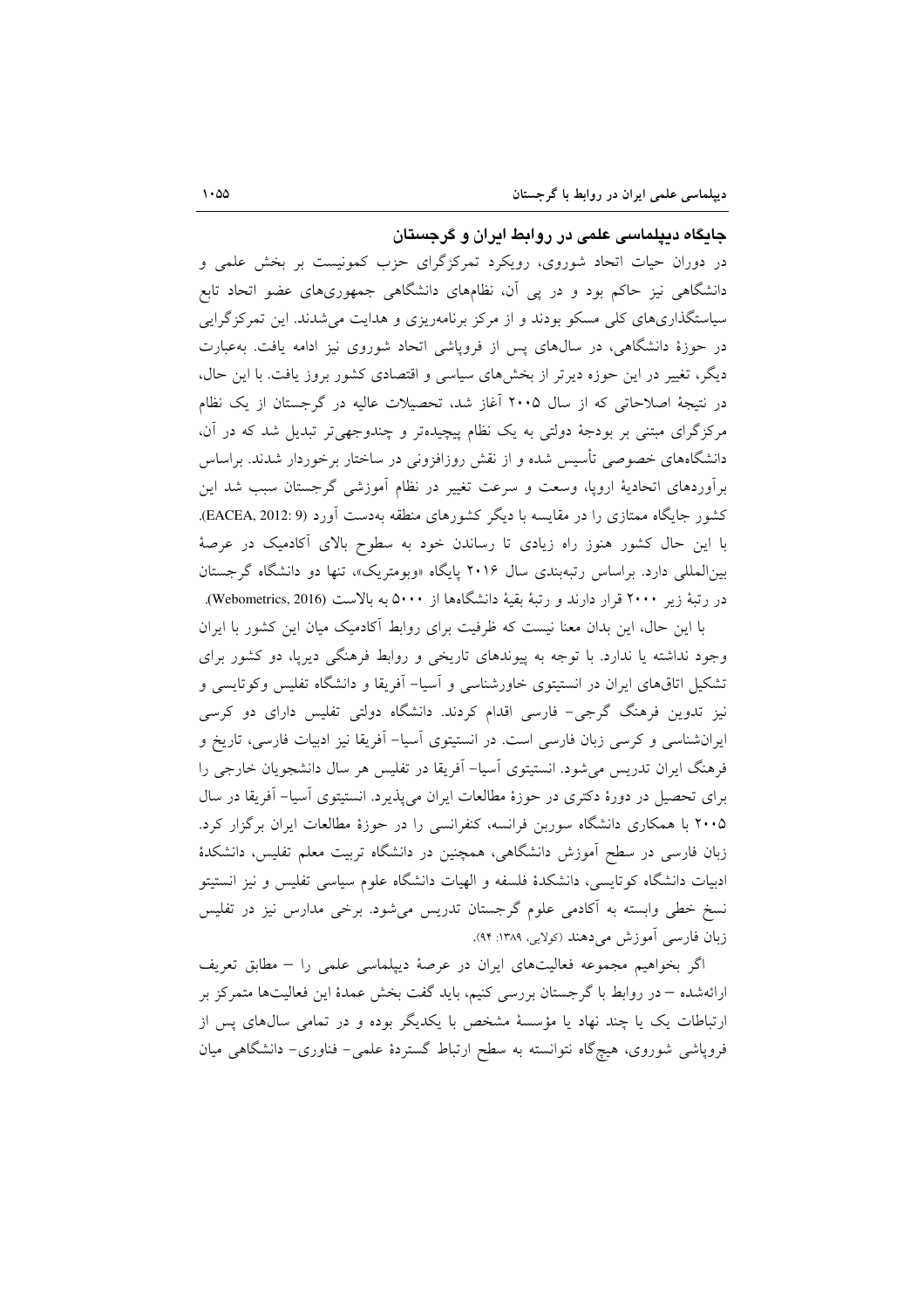## جایگاه دیپلماسی علمی در روابط ایران و گرجستان

در دوران حیات اتحاد شوروی، رویکرد تمرکزگرای حزب کمونیست بر بخش علمی و دانشگاهی نیز حاکم بود و در پی آن، نظام‌های دانشگاهی جمهوری‌های عضو اتحاد تابع سیاستگذاری‌های کلی مسکو بودند و از مرکز برنامه‌ریزی و هدایت می‌شدند. این تمرکزگرایی در حوزهٔ دانشگاهی، در سال‌های پس از فروپاشی اتحاد شوروی نیز ادامه یافت. به‌عبارت دیگر، تغییر در این حوزه دیرتر از بخش‌های سیاسی و اقتصادی کشور بروز یافت. با این حال، در نتیجهٔ اصلاحاتی که از سال ۲۰۰۵ آغاز شد، تحصیلات عالیه در گرجستان از یک نظام مرکزگرای مبتنی بر بودجهٔ دولتی به یک نظام پیچیده‌تر و چندوجهی‌تر تبدیل شد که در آن، دانشگاه‌های خصوصی تأسیس شده و از نقش روزافزونی در ساختار برخوردار شدند. براساس برآوردهای اتحادیهٔ اروپا، وسعت و سرعت تغییر در نظام آموزشی گرجستان سبب شد این کشور جایگاه ممتازی را در مقایسه با دیگر کشورهای منطقه به‌دست آورد (EACEA, 2012: 9). با این حال کشور هنوز راه زیادی تا رساندن خود به سطوح بالای آکادمیک در عرصهٔ بین‌المللی دارد. براساس رتبه‌بندی سال ۲۰۱۶ پایگاه «وبومتریک»، تنها دو دانشگاه گرجستان در رتبهٔ زیر ۲۰۰۰ قرار دارند و رتبهٔ بقیهٔ دانشگاه‌ها از ۵۰۰۰ به بالاست (Webometrics, 2016).

با این حال، این بدان معنا نیست که ظرفیت برای روابط آکادمیک میان این کشور با ایران وجود نداشته یا ندارد. با توجه به پیوندهای تاریخی و روابط فرهنگی دیرپا، دو کشور برای تشکیل اتاق‌های ایران در انستیتوی خاورشناسی و آسیا- آفریقا و دانشگاه تفلیس وکوتایسی و نیز تدوین فرهنگ گرجی- فارسی اقدام کردند. دانشگاه دولتی تفلیس دارای دو کرسی ایران‌شناسی و کرسی زبان فارسی است. در انستیتوی آسیا- آفریقا نیز ادبیات فارسی، تاریخ و فرهنگ ایران تدریس می‌شود. انستیتوی آسیا- آفریقا در تفلیس هر سال دانشجویان خارجی را برای تحصیل در دورهٔ دکتری در حوزهٔ مطالعات ایران می‌پذیرد. انستیتوی آسیا- آفریقا در سال ۲۰۰۵ با همکاری دانشگاه سوربن فرانسه، کنفرانسی را در حوزهٔ مطالعات ایران برگزار کرد. زبان فارسی در سطح آموزش دانشگاهی، همچنین در دانشگاه تربیت معلم تفلیس، دانشکدهٔ ادبیات دانشگاه کوتایسی، دانشکدهٔ فلسفه و الهیات دانشگاه علوم سیاسی تفلیس و نیز انستیتو نسخ خطی وابسته به آکادمی علوم گرجستان تدریس می‌شود. برخی مدارس نیز در تفلیس زبان فارسی آموزش می‌دهند (کولایی، ۱۳۸۹: ۹۴).

اگر بخواهیم مجموعه فعالیت‌های ایران در عرصهٔ دیپلماسی علمی را – مطابق تعریف ارائه‌شده – در روابط با گرجستان بررسی کنیم، باید گفت بخش عمدهٔ این فعالیت‌ها متمرکز بر ارتباطات یک یا چند نهاد یا مؤسسهٔ مشخص با یکدیگر بوده و در تمامی سال‌های پس از فروپاشی شوروی، هیچ‌گاه نتوانسته به سطح ارتباط گستردهٔ علمی- فناوری- دانشگاهی میان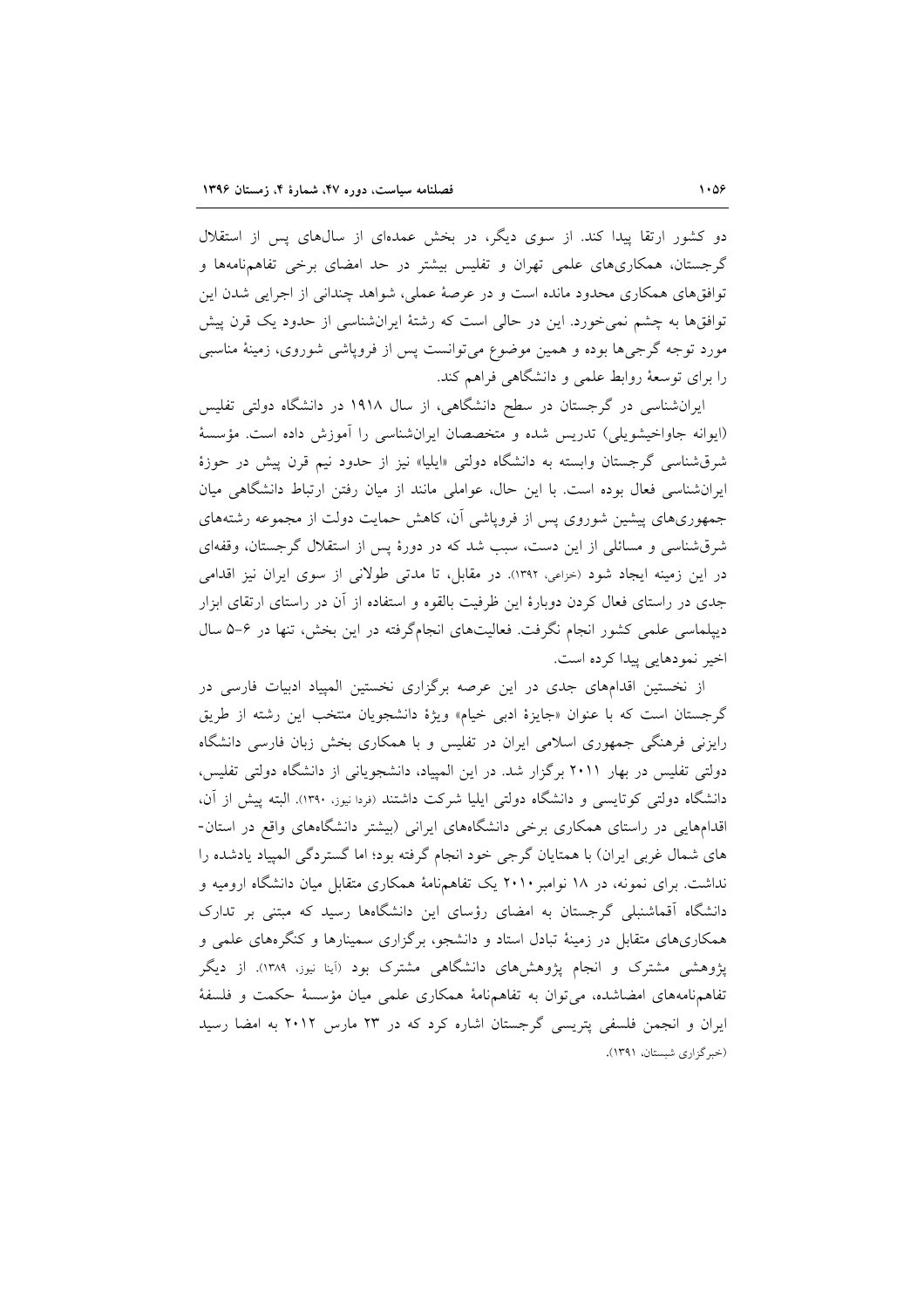دو کشور ارتقا پیدا کند. از سوی دیگر، در بخش عمده‌ای از سال‌های پس از استقلال گرجستان، همکاری‌های علمی تهران و تفلیس بیشتر در حد امضای برخی تفاهم‌نامه‌ها و توافق‌های همکاری محدود مانده است و در عرصهٔ عملی، شواهد چندانی از اجرایی شدن این توافق‌ها به چشم نمی‌خورد. این در حالی است که رشتهٔ ایران‌شناسی از حدود یک قرن پیش مورد توجه گرجی‌ها بوده و همین موضوع می‌توانست پس از فروپاشی شوروی، زمینهٔ مناسبی را برای توسعهٔ روابط علمی و دانشگاهی فراهم کند.

ایران‌شناسی در گرجستان در سطح دانشگاهی، از سال ۱۹۱۸ در دانشگاه دولتی تفلیس (ایوانه جاواخیشویلی) تدریس شده و متخصصان ایران‌شناسی را آموزش داده است. مؤسسهٔ شرق‌شناسی گرجستان وابسته به دانشگاه دولتی «ایلیا» نیز از حدود نیم قرن پیش در حوزهٔ ایران‌شناسی فعال بوده است. با این حال، عواملی مانند از میان رفتن ارتباط دانشگاهی میان جمهوری‌های پیشین شوروی پس از فروپاشی آن، کاهش حمایت دولت از مجموعه رشته‌های شرق‌شناسی و مسائلی از این دست، سبب شد که در دورهٔ پس از استقلال گرجستان، وقفه‌ای در این زمینه ایجاد شود (خزاعی، ۱۳۹۲). در مقابل، تا مدتی طولانی از سوی ایران نیز اقدامی جدی در راستای فعال کردن دوبارهٔ این ظرفیت بالقوه و استفاده از آن در راستای ارتقای ابزار دیپلماسی علمی کشور انجام نگرفت. فعالیت‌های انجام‌گرفته در این بخش، تنها در ۶-۵ سال اخیر نمودهایی پیدا کرده است.

از نخستین اقدام‌های جدی در این عرصه برگزاری نخستین المپیاد ادبیات فارسی در گرجستان است که با عنوان «جایزهٔ ادبی خیام» ویژهٔ دانشجویان منتخب این رشته از طریق رایزنی فرهنگی جمهوری اسلامی ایران در تفلیس و با همکاری بخش زبان فارسی دانشگاه دولتی تفلیس در بهار ۲۰۱۱ برگزار شد. در این المپیاد، دانشجویانی از دانشگاه دولتی تفلیس، دانشگاه دولتی کوتایسی و دانشگاه دولتی ایلیا شرکت داشتند (فردا نیوز، ۱۳۹۰). البته پیش از آن، اقدام‌هایی در راستای همکاری برخی دانشگاه‌های ایرانی (بیشتر دانشگاه‌های واقع در استان-های شمال غربی ایران) با همتایان گرجی خود انجام گرفته بود؛ اما گستردگی المپیاد یادشده را نداشت. برای نمونه، در ۱۸ نوامبر ۲۰۱۰ یک تفاهم‌نامهٔ همکاری متقابل میان دانشگاه ارومیه و دانشگاه آقماشنبلی گرجستان به امضای رؤسای این دانشگاه‌ها رسید که مبتنی بر تدارک همکاری‌های متقابل در زمینهٔ تبادل استاد و دانشجو، برگزاری سمینارها و کنگره‌های علمی و پژوهشی مشترک و انجام پژوهش‌های دانشگاهی مشترک بود (آینا نیوز، ۱۳۸۹). از دیگر تفاهم‌نامه‌های امضاشده، می‌توان به تفاهم‌نامهٔ همکاری علمی میان مؤسسهٔ حکمت و فلسفهٔ ایران و انجمن فلسفی پتریسی گرجستان اشاره کرد که در ۲۳ مارس ۲۰۱۲ به امضا رسید (خبرگزاری شبستان، ۱۳۹۱).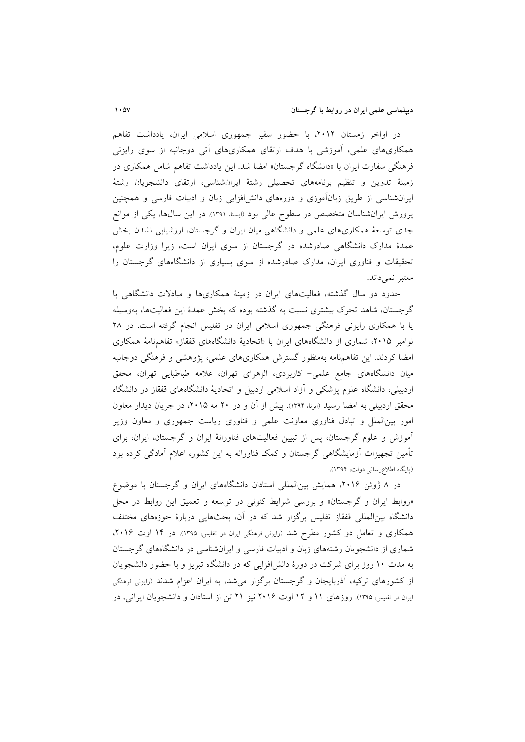در اواخر زمستان ۲۰۱۲، با حضور سفیر جمهوری اسلامی ایران، یادداشت تفاهم همکاری‌های علمی، آموزشی با هدف ارتقای همکاری‌های آتی دوجانبه از سوی رایزنی فرهنگی سفارت ایران با «دانشگاه گرجستان» امضا شد. این یادداشت تفاهم شامل همکاری در زمینهٔ تدوین و تنظیم برنامه‌های تحصیلی رشتهٔ ایران‌شناسی، ارتقای دانشجویان رشتهٔ ایران‌شناسی از طریق زبان‌آموزی و دوره‌های دانش‌افزایی زبان و ادبیات فارسی و همچنین پرورش ایران‌شناسان متخصص در سطوح عالی بود (ایسنا، ۱۳۹۱). در این سال‌ها، یکی از موانع جدی توسعهٔ همکاری‌های علمی و دانشگاهی میان ایران و گرجستان، ارزشیابی نشدن بخش عمدهٔ مدارک دانشگاهی صادرشده در گرجستان از سوی ایران است، زیرا وزارت علوم، تحقیقات و فناوری ایران، مدارک صادرشده از سوی بسیاری از دانشگاه‌های گرجستان را معتبر نمی‌داند.

حدود دو سال گذشته، فعالیت‌های ایران در زمینهٔ همکاری‌ها و مبادلات دانشگاهی با گرجستان، شاهد تحرک بیشتری نسبت به گذشته بوده که بخش عمدهٔ این فعالیت‌ها، به‌وسیله یا با همکاری رایزنی فرهنگی جمهوری اسلامی ایران در تفلیس انجام گرفته است. در ۲۸ نوامبر ۲۰۱۵، شماری از دانشگاه‌های ایران با «اتحادیهٔ دانشگاه‌های قفقاز» تفاهم‌نامهٔ همکاری امضا کردند. این تفاهم‌نامه به‌منظور گسترش همکاری‌های علمی، پژوهشی و فرهنگی دوجانبه میان دانشگاه‌های جامع علمی- کاربردی، الزهرای تهران، علامه طباطبایی تهران، محقق اردبیلی، دانشگاه علوم پزشکی و آزاد اسلامی اردبیل و اتحادیهٔ دانشگاه‌های قفقاز در دانشگاه محقق اردبیلی به امضا رسید (ایرنا، ۱۳۹۴). پیش از آن و در ۲۰ مه ۲۰۱۵، در جریان دیدار معاون امور بین‌الملل و تبادل فناوری معاونت علمی و فناوری ریاست جمهوری و معاون وزیر آموزش و علوم گرجستان، پس از تبیین فعالیت‌های فناورانهٔ ایران و گرجستان، ایران، برای تأمین تجهیزات آزمایشگاهی گرجستان و کمک فناورانه به این کشور، اعلام آمادگی کرده بود (پایگاه اطلاع‌رسانی دولت، ۱۳۹۴).

در ۸ ژوئن ۲۰۱۶، همایش بین‌المللی استادان دانشگاه‌های ایران و گرجستان با موضوع «روابط ایران و گرجستان» و بررسی شرایط کنونی در توسعه و تعمیق این روابط در محل دانشگاه بین‌المللی قفقاز تفلیس برگزار شد که در آن، بحث‌هایی دربارهٔ حوزه‌های مختلف همکاری و تعامل دو کشور مطرح شد (رایزنی فرهنگی ایران در تفلیس، ۱۳۹۵). در ۱۴ اوت ۲۰۱۶، شماری از دانشجویان رشته‌های زبان و ادبیات فارسی و ایران‌شناسی در دانشگاه‌های گرجستان به مدت ۱۰ روز برای شرکت در دورهٔ دانش‌افزایی که در دانشگاه تبریز و با حضور دانشجویان از کشورهای ترکیه، آذربایجان و گرجستان برگزار می‌شد، به ایران اعزام شدند (رایزنی فرهنگی ایران در تفلیس، ۱۳۹۵). روزهای ۱۱ و ۱۲ اوت ۲۰۱۶ نیز ۲۱ تن از استادان و دانشجویان ایرانی، در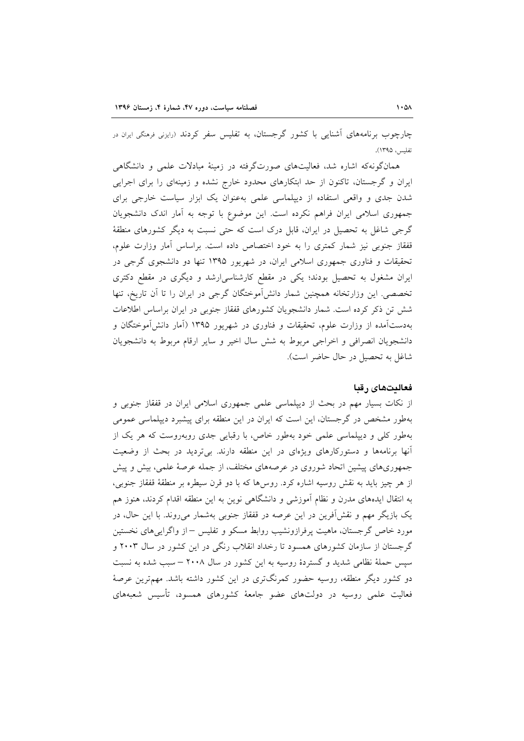چارچوب برنامه‌های آشنایی با کشور گرجستان، به تفلیس سفر کردند (رایزنی فرهنگی ایران در تفلیس، ۱۳۹۵).

همان‌گونه‌که اشاره شد، فعالیت‌های صورت‌گرفته در زمینهٔ مبادلات علمی و دانشگاهی ایران و گرجستان، تاکنون از حد ابتکارهای محدود خارج نشده و زمینه‌ای را برای اجرایی شدن جدی و واقعی استفاده از دیپلماسی علمی به‌عنوان یک ابزار سیاست خارجی برای جمهوری اسلامی ایران فراهم نکرده است. این موضوع با توجه به آمار اندک دانشجویان گرجی شاغل به تحصیل در ایران، قابل درک است که حتی نسبت به دیگر کشورهای منطقهٔ قفقاز جنوبی نیز شمار کمتری را به خود اختصاص داده است. براساس آمار وزارت علوم، تحقیقات و فناوری جمهوری اسلامی ایران، در شهریور ۱۳۹۵ تنها دو دانشجوی گرجی در ایران مشغول به تحصیل بودند؛ یکی در مقطع کارشناسی‌ارشد و دیگری در مقطع دکتری تخصصی. این وزارتخانه همچنین شمار دانش‌آموختگان گرجی در ایران را تا آن تاریخ، تنها شش تن ذکر کرده است. شمار دانشجویان کشورهای قفقاز جنوبی در ایران براساس اطلاعات به‌دست‌آمده از وزارت علوم، تحقیقات و فناوری در شهریور ۱۳۹۵ (آمار دانش‌آموختگان و دانشجویان انصرافی و اخراجی مربوط به شش سال اخیر و سایر ارقام مربوط به دانشجویان شاغل به تحصیل در حال حاضر است).

### فعالیت‌های رقبا

از نکات بسیار مهم در بحث از دیپلماسی علمی جمهوری اسلامی ایران در قفقاز جنوبی و به‌طور مشخص در گرجستان، این است که ایران در این منطقه برای پیشبرد دیپلماسی عمومی به‌طور کلی و دیپلماسی علمی خود به‌طور خاص، با رقبایی جدی روبه‌روست که هر یک از آنها برنامه‌ها و دستورکارهای ویژه‌ای در این منطقه دارند. بی‌تردید در بحث از وضعیت جمهوری‌های پیشین اتحاد شوروی در عرصه‌های مختلف، از جمله عرصهٔ علمی، بیش و پیش از هر چیز باید به نقش روسیه اشاره کرد. روس‌ها که با دو قرن سیطره بر منطقهٔ قفقاز جنوبی، به انتقال ایده‌های مدرن و نظام آموزشی و دانشگاهی نوین به این منطقه اقدام کردند، هنوز هم یک بازیگر مهم و نقش‌آفرین در این عرصه در قفقاز جنوبی به‌شمار می‌روند. با این حال، در مورد خاص گرجستان، ماهیت پرفرازونشیب روابط مسکو و تفلیس – از واگرایی‌های نخستین گرجستان از سازمان کشورهای همسود تا رخداد انقلاب رنگی در این کشور در سال ۲۰۰۳ و سپس حملهٔ نظامی شدید و گستردهٔ روسیه به این کشور در سال ۲۰۰۸ – سبب شده به نسبت دو کشور دیگر منطقه، روسیه حضور کمرنگ‌تری در این کشور داشته باشد. مهم‌ترین عرصهٔ فعالیت علمی روسیه در دولت‌های عضو جامعهٔ کشورهای همسود، تأسیس شعبه‌های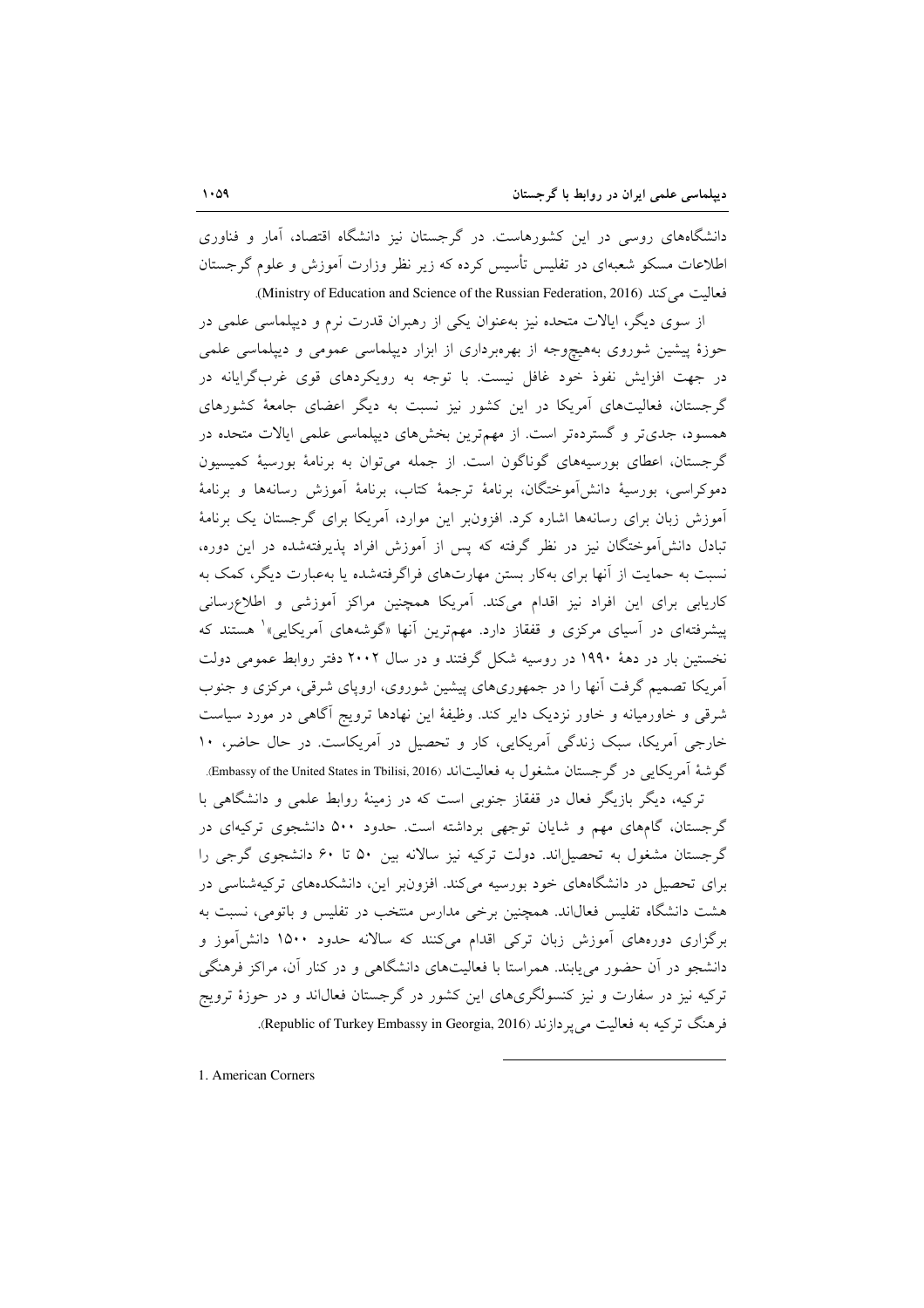دانشگاه‌های روسی در این کشورهاست. در گرجستان نیز دانشگاه اقتصاد، آمار و فناوری اطلاعات مسکو شعبه‌ای در تفلیس تأسیس کرده که زیر نظر وزارت آموزش و علوم گرجستان فعالیت می‌کند (Ministry of Education and Science of the Russian Federation, 2016).

از سوی دیگر، ایالات متحده نیز به‌عنوان یکی از رهبران قدرت نرم و دیپلماسی علمی در حوزهٔ پیشین شوروی به‌هیچ‌وجه از بهره‌برداری از ابزار دیپلماسی عمومی و دیپلماسی علمی در جهت افزایش نفوذ خود غافل نیست. با توجه به رویکردهای قوی غرب‌گرایانه در گرجستان، فعالیت‌های آمریکا در این کشور نیز نسبت به دیگر اعضای جامعهٔ کشورهای همسود، جدی‌تر و گسترده‌تر است. از مهم‌ترین بخش‌های دیپلماسی علمی ایالات متحده در گرجستان، اعطای بورسیه‌های گوناگون است. از جمله می‌توان به برنامهٔ بورسیهٔ کمیسیون دموکراسی، بورسیهٔ دانش‌آموختگان، برنامهٔ ترجمهٔ کتاب، برنامهٔ آموزش رسانه‌ها و برنامهٔ آموزش زبان برای رسانه‌ها اشاره کرد. افزون‌بر این موارد، آمریکا برای گرجستان یک برنامهٔ تبادل دانش‌آموختگان نیز در نظر گرفته که پس از آموزش افراد پذیرفته‌شده در این دوره، نسبت به حمایت از آنها برای به‌کار بستن مهارت‌های فراگرفته‌شده یا به‌عبارت دیگر، کمک به کاریابی برای این افراد نیز اقدام می‌کند. آمریکا همچنین مراکز آموزشی و اطلاع‌رسانی پیشرفته‌ای در آسیای مرکزی و قفقاز دارد. مهم‌ترین آنها «گوشه‌های آمریکایی»[1] هستند که نخستین بار در دههٔ ۱۹۹۰ در روسیه شکل گرفتند و در سال ۲۰۰۲ دفتر روابط عمومی دولت آمریکا تصمیم گرفت آنها را در جمهوری‌های پیشین شوروی، اروپای شرقی، مرکزی و جنوب شرقی و خاورمیانه و خاور نزدیک دایر کند. وظیفهٔ این نهادها ترویج آگاهی در مورد سیاست خارجی آمریکا، سبک زندگی آمریکایی، کار و تحصیل در آمریکاست. در حال حاضر، ۱۰ گوشهٔ آمریکایی در گرجستان مشغول به فعالیت‌اند (Embassy of the United States in Tbilisi, 2016).

ترکیه، دیگر بازیگر فعال در قفقاز جنوبی است که در زمینهٔ روابط علمی و دانشگاهی با گرجستان، گام‌های مهم و شایان توجهی برداشته است. حدود ۵۰۰ دانشجوی ترکیه‌ای در گرجستان مشغول به تحصیل‌اند. دولت ترکیه نیز سالانه بین ۵۰ تا ۶۰ دانشجوی گرجی را برای تحصیل در دانشگاه‌های خود بورسیه می‌کند. افزون‌بر این، دانشکده‌های ترکیه‌شناسی در هشت دانشگاه تفلیس فعال‌اند. همچنین برخی مدارس منتخب در تفلیس و باتومی، نسبت به برگزاری دوره‌های آموزش زبان ترکی اقدام می‌کنند که سالانه حدود ۱۵۰۰ دانش‌آموز و دانشجو در آن حضور می‌یابند. همراستا با فعالیت‌های دانشگاهی و در کنار آن، مراکز فرهنگی ترکیه نیز در سفارت و نیز کنسولگری‌های این کشور در گرجستان فعال‌اند و در حوزهٔ ترویج فرهنگ ترکیه به فعالیت می‌پردازند (Republic of Turkey Embassy in Georgia, 2016).

---

1. American Corners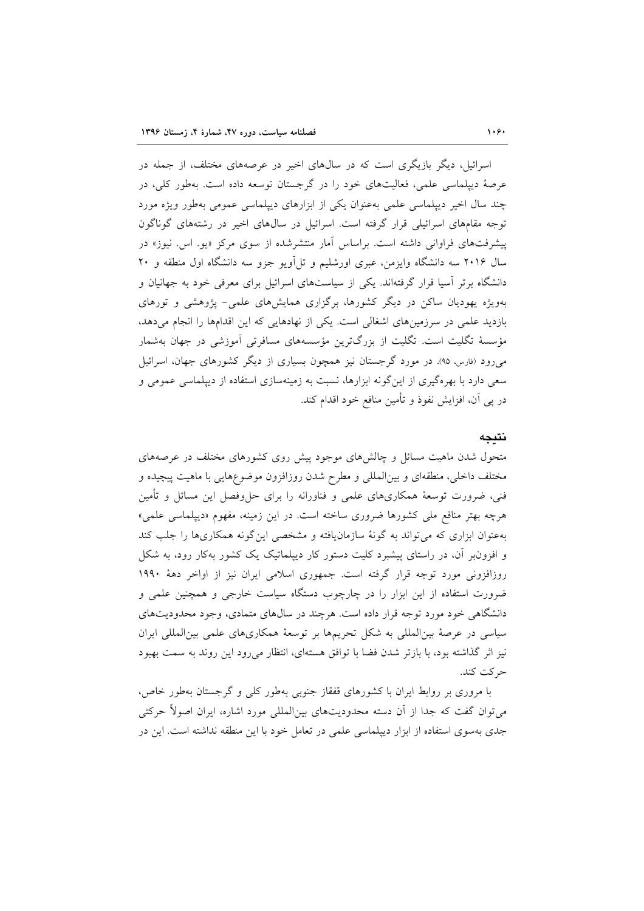اسرائیل، دیگر بازیگری است که در سال‌های اخیر در عرصه‌های مختلف، از جمله در عرصهٔ دیپلماسی علمی، فعالیت‌های خود را در گرجستان توسعه داده است. به‌طور کلی، در چند سال اخیر دیپلماسی علمی به‌عنوان یکی از ابزارهای دیپلماسی عمومی به‌طور ویژه مورد توجه مقام‌های اسرائیلی قرار گرفته است. اسرائیل در سال‌های اخیر در رشته‌های گوناگون پیشرفت‌های فراوانی داشته است. براساس آمار منتشرشده از سوی مرکز «یو. اس. نیوز» در سال ۲۰۱۶ سه دانشگاه وایزمن، عبری اورشلیم و تل‌آویو جزو سه دانشگاه اول منطقه و ۲۰ دانشگاه برتر آسیا قرار گرفته‌اند. یکی از سیاست‌های اسرائیل برای معرفی خود به جهانیان و به‌ویژه یهودیان ساکن در دیگر کشورها، برگزاری همایش‌های علمی- پژوهشی و تورهای بازدید علمی در سرزمین‌های اشغالی است. یکی از نهادهایی که این اقدام‌ها را انجام می‌دهد، مؤسسهٔ تگلیت است. تگلیت از بزرگ‌ترین مؤسسه‌های مسافرتی آموزشی در جهان به‌شمار می‌رود (فارس، ۹۵). در مورد گرجستان نیز همچون بسیاری از دیگر کشورهای جهان، اسرائیل سعی دارد با بهره‌گیری از این‌گونه ابزارها، نسبت به زمینه‌سازی استفاده از دیپلماسی عمومی و در پی آن، افزایش نفوذ و تأمین منافع خود اقدام کند.

## نتیجه

متحول شدن ماهیت مسائل و چالش‌های موجود پیش روی کشورهای مختلف در عرصه‌های مختلف داخلی، منطقه‌ای و بین‌المللی و مطرح شدن روزافزون موضوع‌هایی با ماهیت پیچیده و فنی، ضرورت توسعهٔ همکاری‌های علمی و فناورانه را برای حل‌وفصل این مسائل و تأمین هرچه بهتر منافع ملی کشورها ضروری ساخته است. در این زمینه، مفهوم «دیپلماسی علمی» به‌عنوان ابزاری که می‌تواند به گونهٔ سازمان‌یافته و مشخصی این‌گونه همکاری‌ها را جلب کند و افزون‌بر آن، در راستای پیشبرد کلیت دستور کار دیپلماتیک یک کشور به‌کار رود، به شکل روزافزونی مورد توجه قرار گرفته است. جمهوری اسلامی ایران نیز از اواخر دههٔ ۱۹۹۰ ضرورت استفاده از این ابزار را در چارچوب دستگاه سیاست خارجی و همچنین علمی و دانشگاهی خود مورد توجه قرار داده است. هرچند در سال‌های متمادی، وجود محدودیت‌های سیاسی در عرصهٔ بین‌المللی به شکل تحریم‌ها بر توسعهٔ همکاری‌های علمی بین‌المللی ایران نیز اثر گذاشته بود، با بازتر شدن فضا با توافق هسته‌ای، انتظار می‌رود این روند به سمت بهبود حرکت کند.

با مروری بر روابط ایران با کشورهای قفقاز جنوبی به‌طور کلی و گرجستان به‌طور خاص، می‌توان گفت که جدا از آن دسته محدودیت‌های بین‌المللی مورد اشاره، ایران اصولاً حرکتی جدی به‌سوی استفاده از ابزار دیپلماسی علمی در تعامل خود با این منطقه نداشته است. این در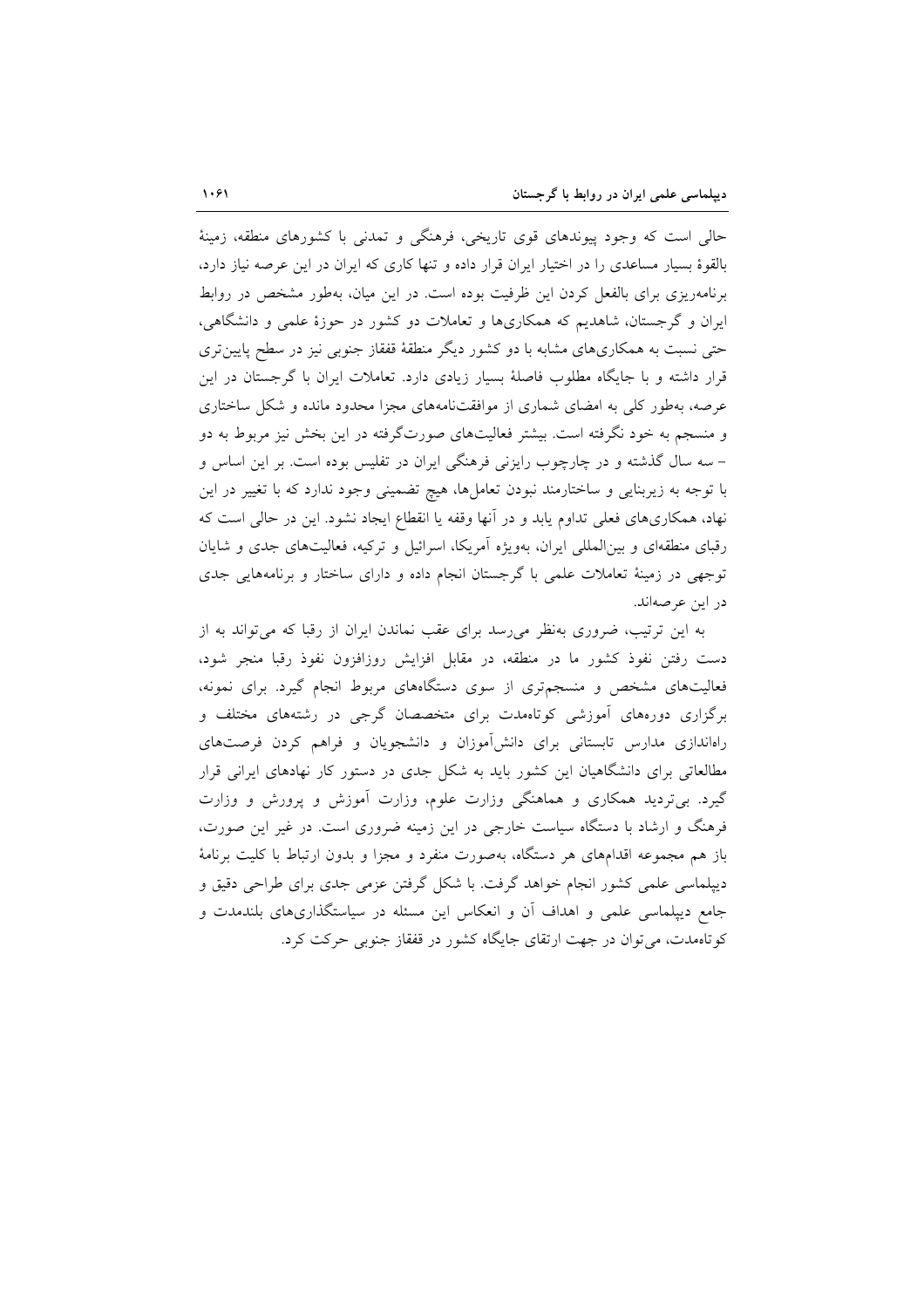حالی است که وجود پیوندهای قوی تاریخی، فرهنگی و تمدنی با کشورهای منطقه، زمینهٔ بالقوهٔ بسیار مساعدی را در اختیار ایران قرار داده و تنها کاری که ایران در این عرصه نیاز دارد، برنامه‌ریزی برای بالفعل کردن این ظرفیت بوده است. در این میان، به‌طور مشخص در روابط ایران و گرجستان، شاهدیم که همکاری‌ها و تعاملات دو کشور در حوزهٔ علمی و دانشگاهی، حتی نسبت به همکاری‌های مشابه با دو کشور دیگر منطقهٔ قفقاز جنوبی نیز در سطح پایین‌تری قرار داشته و با جایگاه مطلوب فاصلهٔ بسیار زیادی دارد. تعاملات ایران با گرجستان در این عرصه، به‌طور کلی به امضای شماری از موافقت‌نامه‌های مجزا محدود مانده و شکل ساختاری و منسجم به خود نگرفته است. بیشتر فعالیت‌های صورت‌گرفته در این بخش نیز مربوط به دو – سه سال گذشته و در چارچوب رایزنی فرهنگی ایران در تفلیس بوده است. بر این اساس و با توجه به زیربنایی و ساختارمند نبودن تعامل‌ها، هیچ تضمینی وجود ندارد که با تغییر در این نهاد، همکاری‌های فعلی تداوم یابد و در آنها وقفه یا انقطاع ایجاد نشود. این در حالی است که رقبای منطقه‌ای و بین‌المللی ایران، به‌ویژه آمریکا، اسرائیل و ترکیه، فعالیت‌های جدی و شایان توجهی در زمینهٔ تعاملات علمی با گرجستان انجام داده و دارای ساختار و برنامه‌هایی جدی در این عرصه‌اند.

به این ترتیب، ضروری به‌نظر می‌رسد برای عقب نماندن ایران از رقبا که می‌تواند به از دست رفتن نفوذ کشور ما در منطقه، در مقابل افزایش روزافزون نفوذ رقبا منجر شود، فعالیت‌های مشخص و منسجم‌تری از سوی دستگاه‌های مربوط انجام گیرد. برای نمونه، برگزاری دوره‌های آموزشی کوتاه‌مدت برای متخصصان گرجی در رشته‌های مختلف و راه‌اندازی مدارس تابستانی برای دانش‌آموزان و دانشجویان و فراهم کردن فرصت‌های مطالعاتی برای دانشگاهیان این کشور باید به شکل جدی در دستور کار نهادهای ایرانی قرار گیرد. بی‌تردید همکاری و هماهنگی وزارت علوم، وزارت آموزش و پرورش و وزارت فرهنگ و ارشاد با دستگاه سیاست خارجی در این زمینه ضروری است. در غیر این صورت، باز هم مجموعه اقدام‌های هر دستگاه، به‌صورت منفرد و مجزا و بدون ارتباط با کلیت برنامهٔ دیپلماسی علمی کشور انجام خواهد گرفت. با شکل گرفتن عزمی جدی برای طراحی دقیق و جامع دیپلماسی علمی و اهداف آن و انعکاس این مسئله در سیاستگذاری‌های بلندمدت و کوتاه‌مدت، می‌توان در جهت ارتقای جایگاه کشور در قفقاز جنوبی حرکت کرد.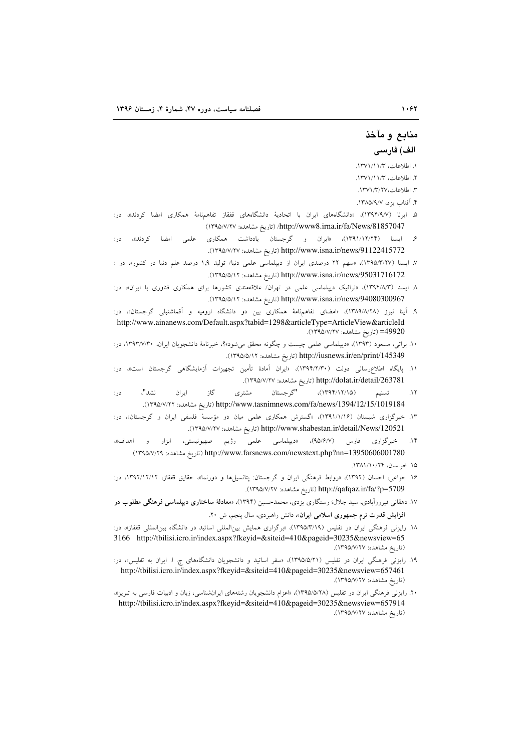## منابع و مآخذ

### الف) فارسی

۱. اطلاعات، ۱۳۷۱/۱۱/۳.

۲. اطلاعات، ۱۳۷۱/۱۱/۳.

۳. اطلاعات،۱۳۷۱/۳/۲۷.

۴. آفتاب یزد، ۱۳۸۵/۹/۷.

۵. ایرنا (۱۳۹۴/۹/۷)، «دانشگاه‌های ایران با اتحادیهٔ دانشگاه‌های قفقاز تفاهم‌نامهٔ همکاری امضا کردند»، در: http://www8.irna.ir/fa/News/81857047/ (تاریخ مشاهده: ۱۳۹۵/۷/۲۷)

۶. ایسنا (۱۳۹۱/۱۲/۲۴)، «ایران و گرجستان یادداشت همکاری علمی امضا کردند»، در: http://www.isna.ir/news/91122415772 (تاریخ مشاهده: ۱۳۹۵/۷/۲۷).

۷. ایسنا (۱۳۹۵/۳/۲۷)، «سهم ۲۲ درصدی ایران از دیپلماسی علمی دنیا/ تولید ۱،۹ درصد علم دنیا در کشور»، در : http://www.isna.ir/news/95031716172 (تاریخ مشاهده: ۱۳۹۵/۵/۱۲).

۸. ایسنا (۱۳۹۴/۸/۳)، «ترافیک دیپلماسی علمی در تهران/ علاقه‌مندی کشورها برای همکاری فناوری با ایران»، در: http://www.isna.ir/news/94080300967 (تاریخ مشاهده: ۱۳۹۵/۵/۱۲).

۹. آینا نیوز (۱۳۸۹/۸/۲۸)، «امضای تفاهم‌نامهٔ همکاری بین دو دانشگاه ارومیه و آقماشنبلی گرجستان»، در: http://www.ainanews.com/Default.aspx?tabid=1298&articleType=ArticleView&articleId=49920 (تاریخ مشاهده: ۱۳۹۵/۷/۲۷).

۱۰. براتی، مسعود (۱۳۹۳)، «دیپلماسی علمی چیست و چگونه محقق می‌شود؟»، خبرنامهٔ دانشجویان ایران، ۱۳۹۳/۷/۳۰، در: http://iusnews.ir/en/print/145349 (تاریخ مشاهده: ۱۳۹۵/۵/۱۲).

۱۱. پایگاه اطلاع‌رسانی دولت (۱۳۹۴/۲/۳۰)، «ایران آمادهٔ تأمین تجهیزات آزمایشگاهی گرجستان است»، در: http://dolat.ir/detail/263781 (تاریخ مشاهده: ۱۳۹۵/۷/۲۷).

۱۲. تسنیم (۱۳۹۴/۱۲/۱۵)، "گرجستان مشتری گاز ایران نشد"، در: http://www.tasnimnews.com/fa/news/1394/12/15/1019184 (تاریخ مشاهده: ۱۳۹۵/۷/۲۲).

۱۳. خبرگزاری شبستان (۱۳۹۱/۱/۱۶)، «گسترش همکاری علمی میان دو مؤسسهٔ فلسفی ایران و گرجستان»، در: http://www.shabestan.ir/detail/News/120521 (تاریخ مشاهده: ۱۳۹۵/۷/۲۷).

۱۴. خبرگزاری فارس (۹۵/۶/۷)، «دیپلماسی علمی رژیم صهیونیستی، ابزار و اهداف»، http://www.farsnews.com/newstext.php?nn=13950606001780 (تاریخ مشاهده: ۱۳۹۵/۷/۲۹)

۱۵. خراسان، ۱۳۸۱/۱۰/۲۴.

۱۶. خزاعی، احسان (۱۳۹۲)، «روابط فرهنگی ایران و گرجستان: پتانسیل‌ها و دورنما»، حقایق قفقاز، ۱۳۹۲/۱۲/۱۲، در: http://qafqaz.ir/fa/?p=5709 (تاریخ مشاهده: ۱۳۹۵/۷/۲۷).

۱۷. دهقانی فیروزآبادی، سید جلال؛ رستگاری یزدی، محمدحسین (۱۳۹۴)، «**معادلهٔ ساختاری دیپلماسی فرهنگی مطلوب در افزایش قدرت نرم جمهوری اسلامی ایران**»، دانش راهبردی، سال پنجم، ش ۲۰.

۱۸. رایزنی فرهنگی ایران در تفلیس (۱۳۹۵/۳/۱۹)، «برگزاری همایش بین‌المللی اساتید در دانشگاه بین‌المللی قفقاز»، در: http://tbilisi.icro.ir/index.aspx?fkeyid=&siteid=410&pageid=30235&newsview=653166 (تاریخ مشاهده: ۱۳۹۵/۷/۲۷).

۱۹. رایزنی فرهنگی ایران در تفلیس (۱۳۹۵/۵/۲۱)، «سفر اساتید و دانشجویان دانشگاه‌های ج. ا. ایران به تفلیس»، در: http://tbilisi.icro.ir/index.aspx?fkeyid=&siteid=410&pageid=30235&newsview=657461 (تاریخ مشاهده: ۱۳۹۵/۷/۲۷).

۲۰. رایزنی فرهنگی ایران در تفلیس (۱۳۹۵/۵/۲۸)، «اعزام دانشجویان رشته‌های ایران‌شناسی، زبان و ادبیات فارسی به تبریز»، http://tbilisi.icro.ir/index.aspx?fkeyid=&siteid=410&pageid=30235&newsview=657914 (تاریخ مشاهده: ۱۳۹۵/۷/۲۷).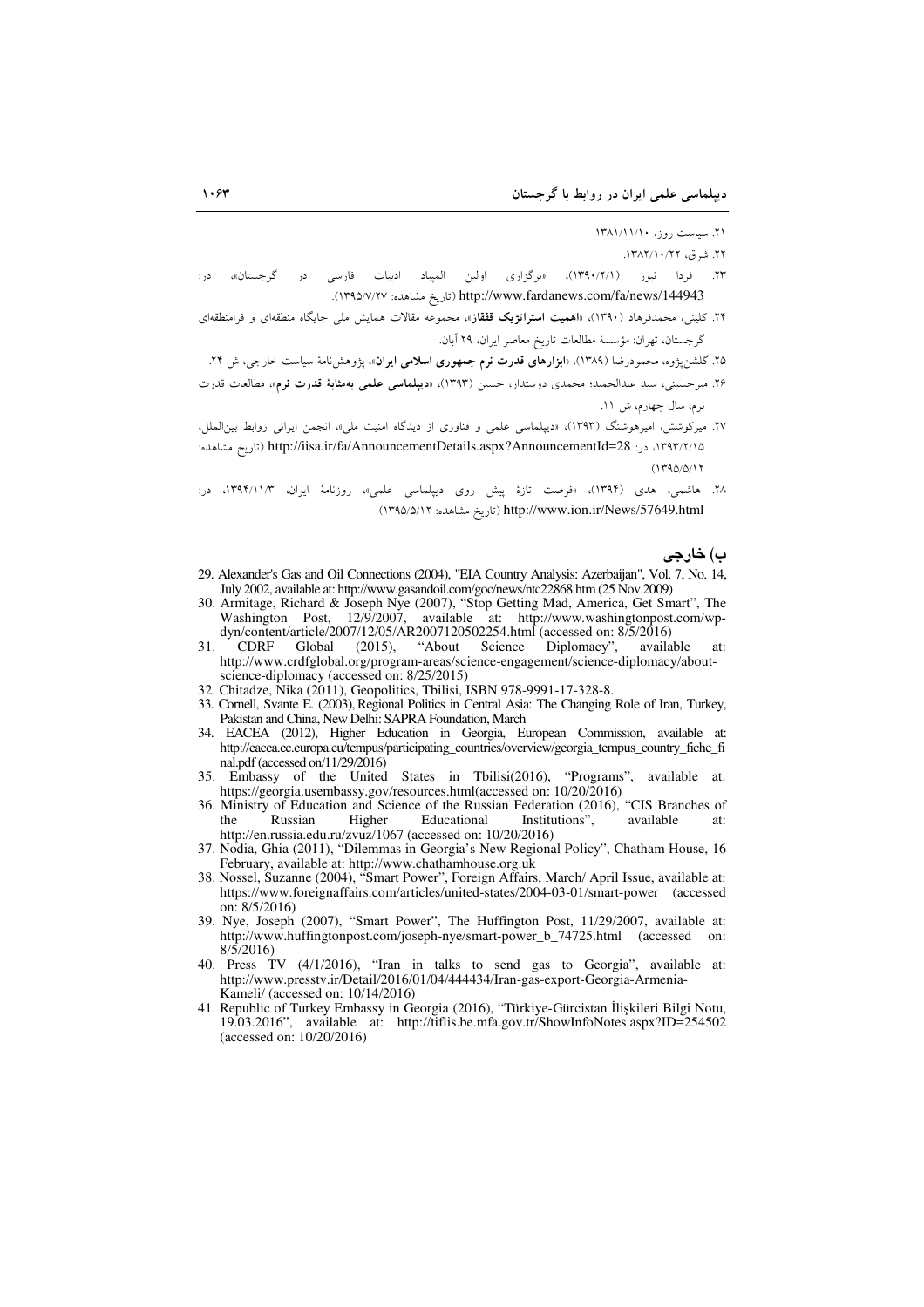۲۱. سیاست روز، ۱۳۸۱/۱۱/۱۰.

۲۲. شرق، ۱۳۸۲/۱۰/۲۲.

۲۳. فردا نیوز (۱۳۹۰/۲/۱)، «برگزاری اولین المپیاد ادبیات فارسی در گرجستان»، در: http://www.fardanews.com/fa/news/144943 (تاریخ مشاهده: ۱۳۹۵/۷/۲۷).

۲۴. کلینی، محمدفرهاد (۱۳۹۰)، «**اهمیت استراتژیک قفقاز**»، مجموعه مقالات همایش ملی جایگاه منطقه‌ای و فرامنطقه‌ای گرجستان، تهران: مؤسسهٔ مطالعات تاریخ معاصر ایران، ۲۹ آبان.

۲۵. گلشن‌پژوه، محمودرضا (۱۳۸۹)، «**ابزارهای قدرت نرم جمهوری اسلامی ایران**»، پژوهش‌نامهٔ سیاست خارجی، ش ۲۴.

۲۶. میرحسینی، سید عبدالحمید؛ محمدی دوستدار، حسین (۱۳۹۳)، «**دیپلماسی علمی به‌مثابهٔ قدرت نرم**»، مطالعات قدرت نرم، سال چهارم، ش ۱۱.

۲۷. میرکوشش، امیرهوشنگ (۱۳۹۳)، «دیپلماسی علمی و فناوری از دیدگاه امنیت ملی»، انجمن ایرانی روابط بین‌الملل، ۱۳۹۳/۲/۱۵، در: http://iisa.ir/fa/AnnouncementDetails.aspx?AnnouncementId=28 (تاریخ مشاهده: ۱۳۹۵/۵/۱۲)

۲۸. هاشمی، هدی (۱۳۹۴)، «فرصت تازهٔ پیش روی دیپلماسی علمی»، روزنامهٔ ایران، ۱۳۹۴/۱۱/۳، در: http://www.ion.ir/News/57649.html (تاریخ مشاهده: ۱۳۹۵/۵/۱۲)

## ب) خارجی

29. Alexander's Gas and Oil Connections (2004), "EIA Country Analysis: Azerbaijan", Vol. 7, No. 14, July 2002, available at: http://www.gasandoil.com/goc/news/ntc22868.htm (25 Nov.2009)
30. Armitage, Richard & Joseph Nye (2007), "Stop Getting Mad, America, Get Smart", The Washington Post, 12/9/2007, available at: http://www.washingtonpost.com/wp-dyn/content/article/2007/12/05/AR2007120502254.html (accessed on: 8/5/2016)
31. CDRF Global (2015), "About Science Diplomacy", available at: http://www.crdfglobal.org/program-areas/science-engagement/science-diplomacy/about-science-diplomacy (accessed on: 8/25/2015)
32. Chitadze, Nika (2011), Geopolitics, Tbilisi, ISBN 978-9991-17-328-8.
33. Cornell, Svante E. (2003), Regional Politics in Central Asia: The Changing Role of Iran, Turkey, Pakistan and China, New Delhi: SAPRA Foundation, March
34. EACEA (2012), Higher Education in Georgia, European Commission, available at: http://eacea.ec.europa.eu/tempus/participating_countries/overview/georgia_tempus_country_fiche_final.pdf (accessed on/11/29/2016)
35. Embassy of the United States in Tbilisi(2016), "Programs", available at: https://georgia.usembassy.gov/resources.html(accessed on: 10/20/2016)
36. Ministry of Education and Science of the Russian Federation (2016), "CIS Branches of the Russian Higher Educational Institutions", available at: http://en.russia.edu.ru/zvuz/1067 (accessed on: 10/20/2016)
37. Nodia, Ghia (2011), "Dilemmas in Georgia's New Regional Policy", Chatham House, 16 February, available at: http://www.chathamhouse.org.uk
38. Nossel, Suzanne (2004), "Smart Power", Foreign Affairs, March/ April Issue, available at: https://www.foreignaffairs.com/articles/united-states/2004-03-01/smart-power (accessed on: 8/5/2016)
39. Nye, Joseph (2007), "Smart Power", The Huffington Post, 11/29/2007, available at: http://www.huffingtonpost.com/joseph-nye/smart-power_b_74725.html (accessed on: 8/5/2016)
40. Press TV (4/1/2016), "Iran in talks to send gas to Georgia", available at: http://www.presstv.ir/Detail/2016/01/04/444434/Iran-gas-export-Georgia-Armenia-Kameli/ (accessed on: 10/14/2016)
41. Republic of Turkey Embassy in Georgia (2016), "Türkiye-Gürcistan İlişkileri Bilgi Notu, 19.03.2016", available at: http://tiflis.be.mfa.gov.tr/ShowInfoNotes.aspx?ID=254502 (accessed on: 10/20/2016)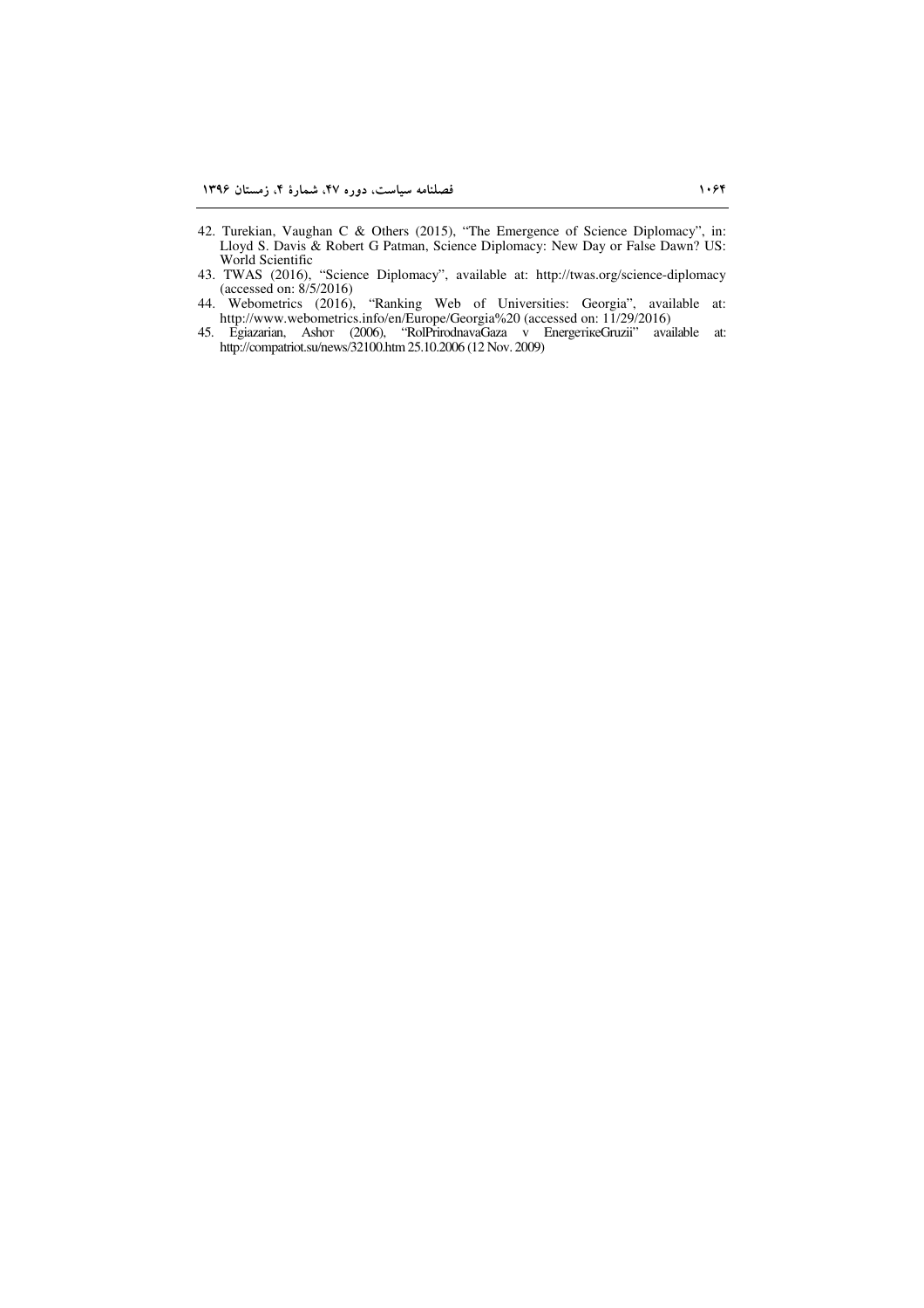42. Turekian, Vaughan C & Others (2015), "The Emergence of Science Diplomacy", in: Lloyd S. Davis & Robert G Patman, Science Diplomacy: New Day or False Dawn? US: World Scientific
43. TWAS (2016), "Science Diplomacy", available at: http://twas.org/science-diplomacy (accessed on: 8/5/2016)
44. Webometrics (2016), "Ranking Web of Universities: Georgia", available at: http://www.webometrics.info/en/Europe/Georgia%20 (accessed on: 11/29/2016)
45. Egiazarian, Ashor (2006), "RolPrirodnavaGaza v EnergeтiкeGruzii" available at: http://compatriot.su/news/32100.htm 25.10.2006 (12 Nov. 2009)